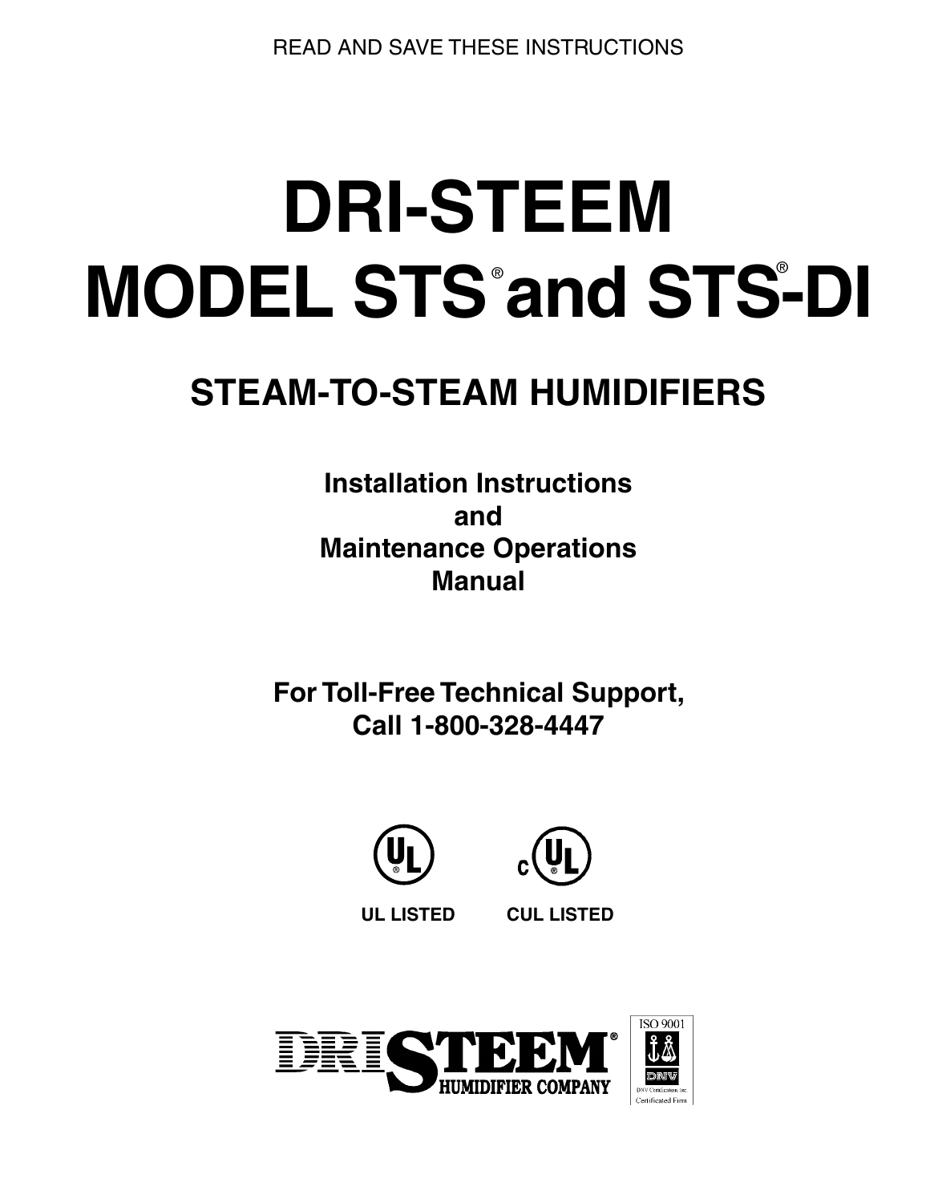READ AND SAVE THESE INSTRUCTIONS

# DRI-STEEM MODEL STS® and STS®-DI

## STEAM-TO-STEAM HUMIDIFIERS

**Installation Instructions and Maintenance Operations Manual**

**For Toll-Free Technical Support, Call 1-800-328-4447**

UL LISTED CUL LISTED

DRI STEEM HUMIDIFIER COMPANY

ISO 9001 DNV Certification Inc Certificated Firm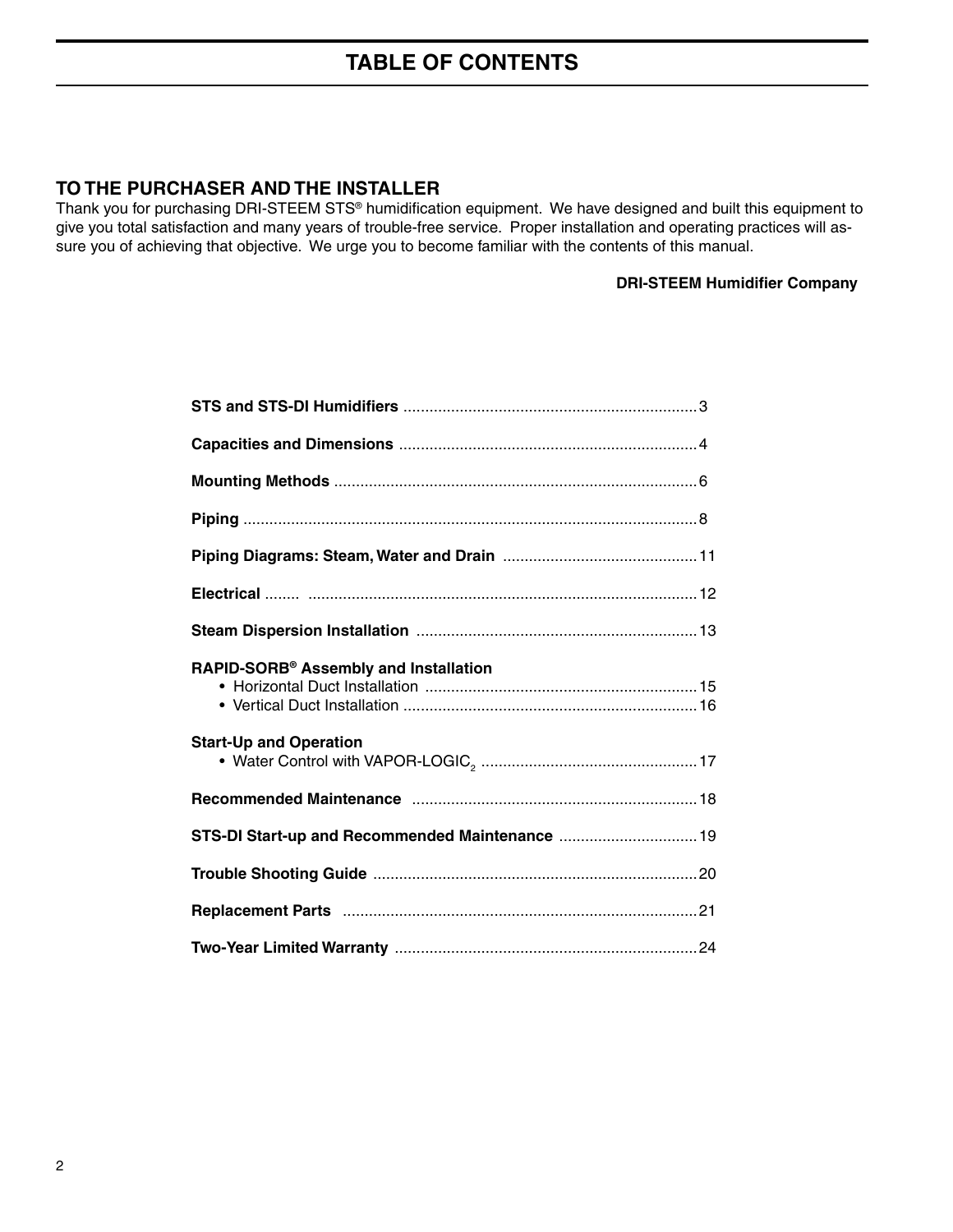# TABLE OF CONTENTS

## TO THE PURCHASER AND THE INSTALLER

Thank you for purchasing DRI-STEEM STS® humidification equipment. We have designed and built this equipment to give you total satisfaction and many years of trouble-free service. Proper installation and operating practices will assure you of achieving that objective. We urge you to become familiar with the contents of this manual.

**DRI-STEEM Humidifier Company**

**STS and STS-DI Humidifiers** .......... 3

**Capacities and Dimensions** .......... 4

**Mounting Methods** .......... 6

**Piping** .......... 8

**Piping Diagrams: Steam, Water and Drain** .......... 11

**Electrical** .......... 12

**Steam Dispersion Installation** .......... 13

**RAPID-SORB® Assembly and Installation**
- Horizontal Duct Installation .......... 15
- Vertical Duct Installation .......... 16

**Start-Up and Operation**
- Water Control with VAPOR-LOGIC$_2$ .......... 17

**Recommended Maintenance** .......... 18

**STS-DI Start-up and Recommended Maintenance** .......... 19

**Trouble Shooting Guide** .......... 20

**Replacement Parts** .......... 21

**Two-Year Limited Warranty** .......... 24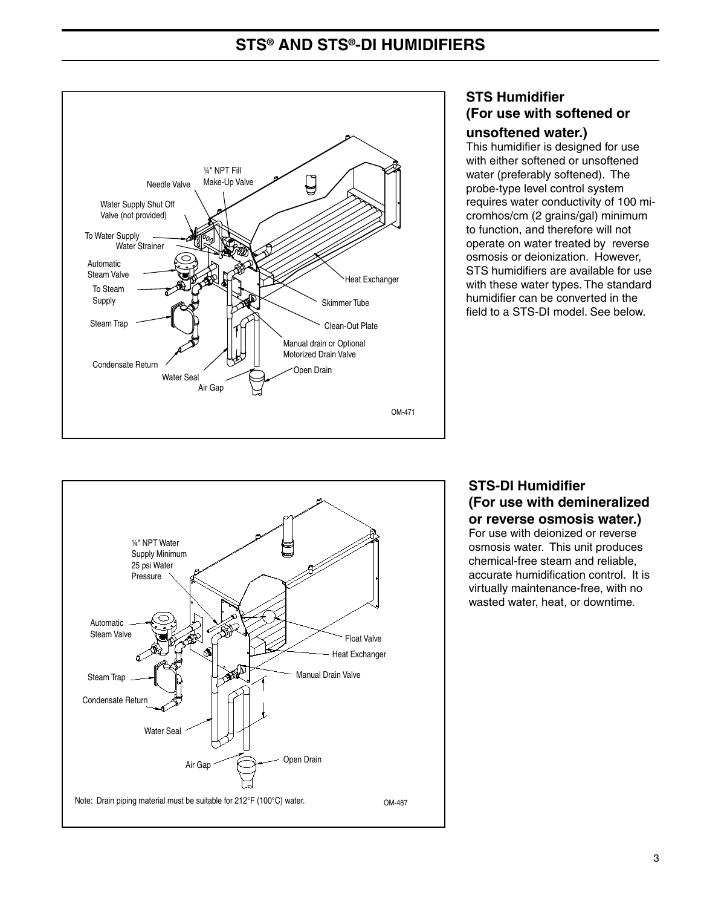# STS® AND STS®-DI HUMIDIFIERS

¼" NPT Fill Make-Up Valve

Needle Valve

Water Supply Shut Off Valve (not provided)

To Water Supply

Water Strainer

Automatic Steam Valve

To Steam Supply

Steam Trap

Condensate Return

Water Seal

Air Gap

Heat Exchanger

Skimmer Tube

Clean-Out Plate

Manual drain or Optional Motorized Drain Valve

Open Drain

OM-471

## STS Humidifier (For use with softened or unsoftened water.)

This humidifier is designed for use with either softened or unsoftened water (preferably softened). The probe-type level control system requires water conductivity of 100 micromhos/cm (2 grains/gal) minimum to function, and therefore will not operate on water treated by reverse osmosis or deionization. However, STS humidifiers are available for use with these water types. The standard humidifier can be converted in the field to a STS-DI model. See below.

¼" NPT Water Supply Minimum 25 psi Water Pressure

Automatic Steam Valve

Steam Trap

Condensate Return

Water Seal

Air Gap

Float Valve

Heat Exchanger

Manual Drain Valve

Open Drain

Note: Drain piping material must be suitable for 212°F (100°C) water.

OM-487

## STS-DI Humidifier (For use with demineralized or reverse osmosis water.)

For use with deionized or reverse osmosis water. This unit produces chemical-free steam and reliable, accurate humidification control. It is virtually maintenance-free, with no wasted water, heat, or downtime.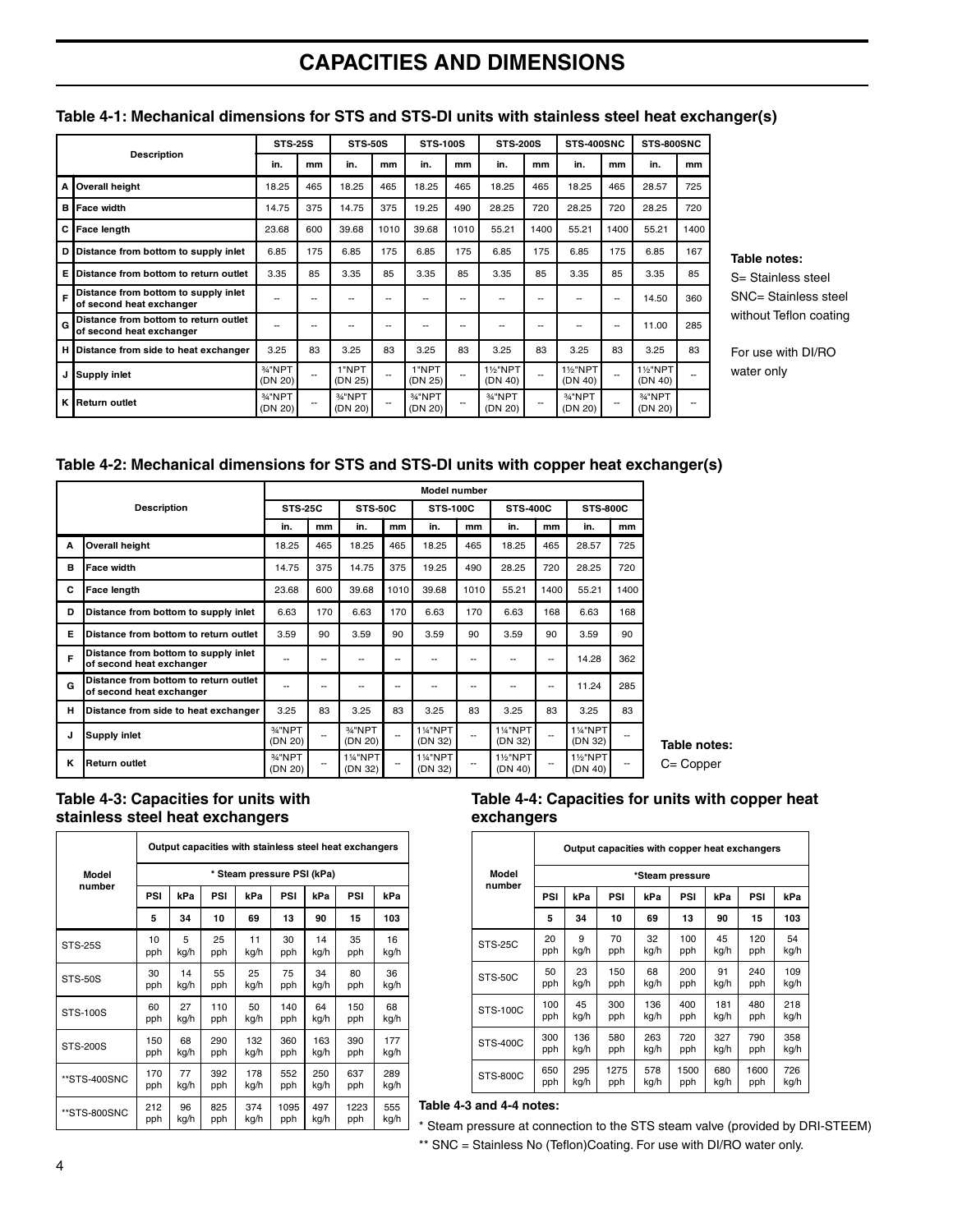# CAPACITIES AND DIMENSIONS

### Table 4-1: Mechanical dimensions for STS and STS-DI units with stainless steel heat exchanger(s)

| | Description | STS-25S | | STS-50S | | STS-100S | | STS-200S | | STS-400SNC | | STS-800SNC | |
|---|---|---|---|---|---|---|---|---|---|---|---|---|---|
| | | in. | mm | in. | mm | in. | mm | in. | mm | in. | mm | in. | mm |
| A | Overall height | 18.25 | 465 | 18.25 | 465 | 18.25 | 465 | 18.25 | 465 | 18.25 | 465 | 28.57 | 725 |
| B | Face width | 14.75 | 375 | 14.75 | 375 | 19.25 | 490 | 28.25 | 720 | 28.25 | 720 | 28.25 | 720 |
| C | Face length | 23.68 | 600 | 39.68 | 1010 | 39.68 | 1010 | 55.21 | 1400 | 55.21 | 1400 | 55.21 | 1400 |
| D | Distance from bottom to supply inlet | 6.85 | 175 | 6.85 | 175 | 6.85 | 175 | 6.85 | 175 | 6.85 | 175 | 6.85 | 167 |
| E | Distance from bottom to return outlet | 3.35 | 85 | 3.35 | 85 | 3.35 | 85 | 3.35 | 85 | 3.35 | 85 | 3.35 | 85 |
| F | Distance from bottom to supply inlet of second heat exchanger | -- | -- | -- | -- | -- | -- | -- | -- | -- | -- | 14.50 | 360 |
| G | Distance from bottom to return outlet of second heat exchanger | -- | -- | -- | -- | -- | -- | -- | -- | -- | -- | 11.00 | 285 |
| H | Distance from side to heat exchanger | 3.25 | 83 | 3.25 | 83 | 3.25 | 83 | 3.25 | 83 | 3.25 | 83 | 3.25 | 83 |
| J | Supply inlet | ¾"NPT (DN 20) | -- | 1"NPT (DN 25) | -- | 1"NPT (DN 25) | -- | 1½"NPT (DN 40) | -- | 1½"NPT (DN 40) | -- | 1½"NPT (DN 40) | -- |
| K | Return outlet | ¾"NPT (DN 20) | -- | ¾"NPT (DN 20) | -- | ¾"NPT (DN 20) | -- | ¾"NPT (DN 20) | -- | ¾"NPT (DN 20) | -- | ¾"NPT (DN 20) | -- |

**Table notes:**
S= Stainless steel
SNC= Stainless steel without Teflon coating

For use with DI/RO water only

### Table 4-2: Mechanical dimensions for STS and STS-DI units with copper heat exchanger(s)

| | Description | Model number | | | | | | | | | |
|---|---|---|---|---|---|---|---|---|---|---|---|
| | | STS-25C | | STS-50C | | STS-100C | | STS-400C | | STS-800C | |
| | | in. | mm | in. | mm | in. | mm | in. | mm | in. | mm |
| A | Overall height | 18.25 | 465 | 18.25 | 465 | 18.25 | 465 | 18.25 | 465 | 28.57 | 725 |
| B | Face width | 14.75 | 375 | 14.75 | 375 | 19.25 | 490 | 28.25 | 720 | 28.25 | 720 |
| C | Face length | 23.68 | 600 | 39.68 | 1010 | 39.68 | 1010 | 55.21 | 1400 | 55.21 | 1400 |
| D | Distance from bottom to supply inlet | 6.63 | 170 | 6.63 | 170 | 6.63 | 170 | 6.63 | 168 | 6.63 | 168 |
| E | Distance from bottom to return outlet | 3.59 | 90 | 3.59 | 90 | 3.59 | 90 | 3.59 | 90 | 3.59 | 90 |
| F | Distance from bottom to supply inlet of second heat exchanger | -- | -- | -- | -- | -- | -- | -- | -- | 14.28 | 362 |
| G | Distance from bottom to return outlet of second heat exchanger | -- | -- | -- | -- | -- | -- | -- | -- | 11.24 | 285 |
| H | Distance from side to heat exchanger | 3.25 | 83 | 3.25 | 83 | 3.25 | 83 | 3.25 | 83 | 3.25 | 83 |
| J | Supply inlet | ¾"NPT (DN 20) | -- | ¾"NPT (DN 20) | -- | 1¼"NPT (DN 32) | -- | 1¼"NPT (DN 32) | -- | 1¼"NPT (DN 32) | -- |
| K | Return outlet | ¾"NPT (DN 20) | -- | 1¼"NPT (DN 32) | -- | 1¼"NPT (DN 32) | -- | 1½"NPT (DN 40) | -- | 1½"NPT (DN 40) | -- |

**Table notes:**
C= Copper

### Table 4-3: Capacities for units with stainless steel heat exchangers

| Model number | Output capacities with stainless steel heat exchangers | | | | | | | |
|---|---|---|---|---|---|---|---|---|
| | * Steam pressure PSI (kPa) | | | | | | | |
| | PSI | kPa | PSI | kPa | PSI | kPa | PSI | kPa |
| | 5 | 34 | 10 | 69 | 13 | 90 | 15 | 103 |
| STS-25S | 10 pph | 5 kg/h | 25 pph | 11 kg/h | 30 pph | 14 kg/h | 35 pph | 16 kg/h |
| STS-50S | 30 pph | 14 kg/h | 55 pph | 25 kg/h | 75 pph | 34 kg/h | 80 pph | 36 kg/h |
| STS-100S | 60 pph | 27 kg/h | 110 pph | 50 kg/h | 140 pph | 64 kg/h | 150 pph | 68 kg/h |
| STS-200S | 150 pph | 68 kg/h | 290 pph | 132 kg/h | 360 pph | 163 kg/h | 390 pph | 177 kg/h |
| **STS-400SNC | 170 pph | 77 kg/h | 392 pph | 178 kg/h | 552 pph | 250 kg/h | 637 pph | 289 kg/h |
| **STS-800SNC | 212 pph | 96 kg/h | 825 pph | 374 kg/h | 1095 pph | 497 kg/h | 1223 pph | 555 kg/h |

### Table 4-4: Capacities for units with copper heat exchangers

| Model number | Output capacities with copper heat exchangers | | | | | | | |
|---|---|---|---|---|---|---|---|---|
| | *Steam pressure | | | | | | | |
| | PSI | kPa | PSI | kPa | PSI | kPa | PSI | kPa |
| | 5 | 34 | 10 | 69 | 13 | 90 | 15 | 103 |
| STS-25C | 20 pph | 9 kg/h | 70 pph | 32 kg/h | 100 pph | 45 kg/h | 120 pph | 54 kg/h |
| STS-50C | 50 pph | 23 kg/h | 150 pph | 68 kg/h | 200 pph | 91 kg/h | 240 pph | 109 kg/h |
| STS-100C | 100 pph | 45 kg/h | 300 pph | 136 kg/h | 400 pph | 181 kg/h | 480 pph | 218 kg/h |
| STS-400C | 300 pph | 136 kg/h | 580 pph | 263 kg/h | 720 pph | 327 kg/h | 790 pph | 358 kg/h |
| STS-800C | 650 pph | 295 kg/h | 1275 pph | 578 kg/h | 1500 pph | 680 kg/h | 1600 pph | 726 kg/h |

**Table 4-3 and 4-4 notes:**

\* Steam pressure at connection to the STS steam valve (provided by DRI-STEEM)

** SNC = Stainless No (Teflon)Coating. For use with DI/RO water only.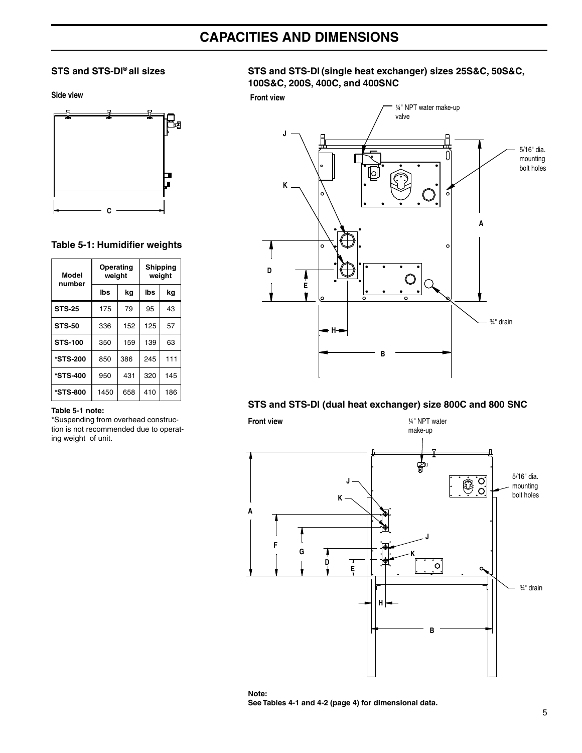# CAPACITIES AND DIMENSIONS

## STS and STS-DI® all sizes

**Side view**

C

### Table 5-1: Humidifier weights

| Model number | Operating weight | | Shipping weight | |
|---|---|---|---|---|
| | lbs | kg | lbs | kg |
| STS-25 | 175 | 79 | 95 | 43 |
| STS-50 | 336 | 152 | 125 | 57 |
| STS-100 | 350 | 159 | 139 | 63 |
| *STS-200 | 850 | 386 | 245 | 111 |
| *STS-400 | 950 | 431 | 320 | 145 |
| *STS-800 | 1450 | 658 | 410 | 186 |

**Table 5-1 note:**
*Suspending from overhead construction is not recommended due to operating weight of unit.

## STS and STS-DI (single heat exchanger) sizes 25S&C, 50S&C, 100S&C, 200S, 400C, and 400SNC

**Front view**

¼" NPT water make-up valve

5/16" dia. mounting bolt holes

¾" drain

J, K, A, B, D, E, H

## STS and STS-DI (dual heat exchanger) size 800C and 800 SNC

**Front view**

¼" NPT water make-up

5/16" dia. mounting bolt holes

¾" drain

J, K, A, B, D, E, F, G, H

**Note:**
**See Tables 4-1 and 4-2 (page 4) for dimensional data.**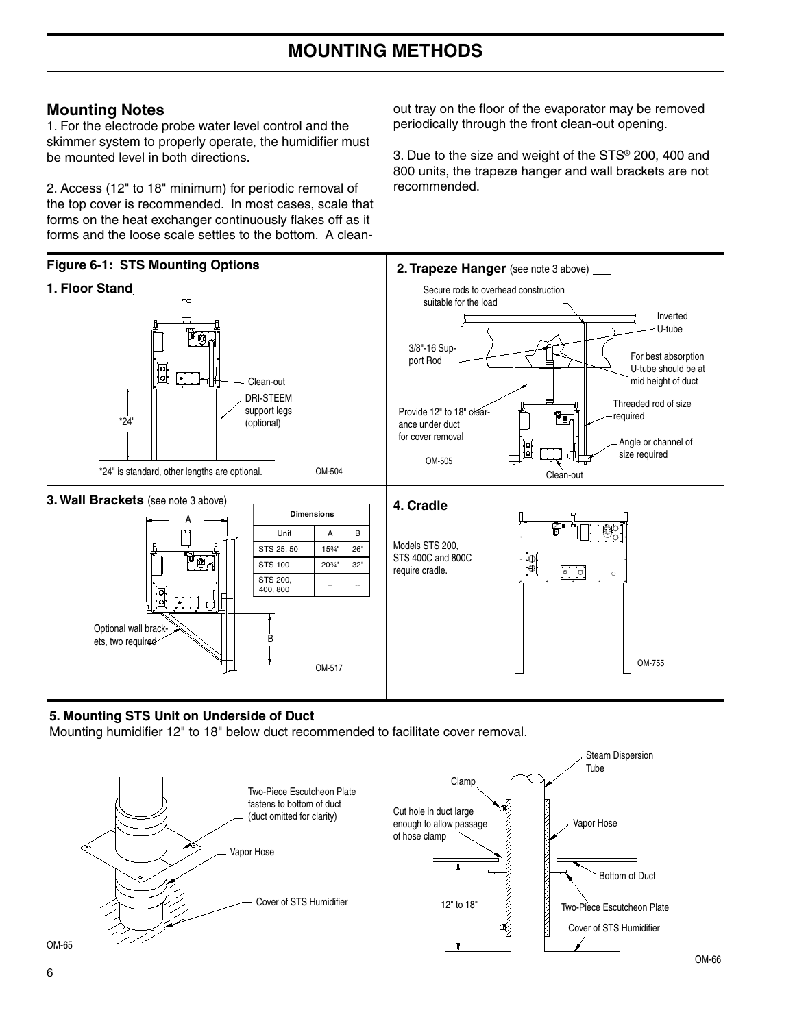# MOUNTING METHODS

## Mounting Notes

1. For the electrode probe water level control and the skimmer system to properly operate, the humidifier must be mounted level in both directions.

2. Access (12" to 18" minimum) for periodic removal of the top cover is recommended. In most cases, scale that forms on the heat exchanger continuously flakes off as it forms and the loose scale settles to the bottom. A clean-out tray on the floor of the evaporator may be removed periodically through the front clean-out opening.

3. Due to the size and weight of the STS® 200, 400 and 800 units, the trapeze hanger and wall brackets are not recommended.

### Figure 6-1: STS Mounting Options

**1. Floor Stand**

Clean-out

DRI-STEEM support legs (optional)

*24"

*24" is standard, other lengths are optional.

OM-504

**2. Trapeze Hanger** (see note 3 above)

Secure rods to overhead construction suitable for the load

Inverted U-tube

3/8"-16 Support Rod

For best absorption U-tube should be at mid height of duct

Provide 12" to 18" clearance under duct for cover removal

Threaded rod of size required

Angle or channel of size required

OM-505

Clean-out

**3. Wall Brackets** (see note 3 above)

| Dimensions | | |
|---|---|---|
| Unit | A | B |
| STS 25, 50 | 15¾" | 26" |
| STS 100 | 20¾" | 32" |
| STS 200, 400, 800 | -- | -- |

Optional wall brackets, two required

OM-517

**4. Cradle**

Models STS 200, STS 400C and 800C require cradle.

OM-755

**5. Mounting STS Unit on Underside of Duct**

Mounting humidifier 12" to 18" below duct recommended to facilitate cover removal.

Two-Piece Escutcheon Plate fastens to bottom of duct (duct omitted for clarity)

Vapor Hose

Cover of STS Humidifier

OM-65

Steam Dispersion Tube

Clamp

Cut hole in duct large enough to allow passage of hose clamp

Vapor Hose

Bottom of Duct

12" to 18"

Two-Piece Escutcheon Plate

Cover of STS Humidifier

OM-66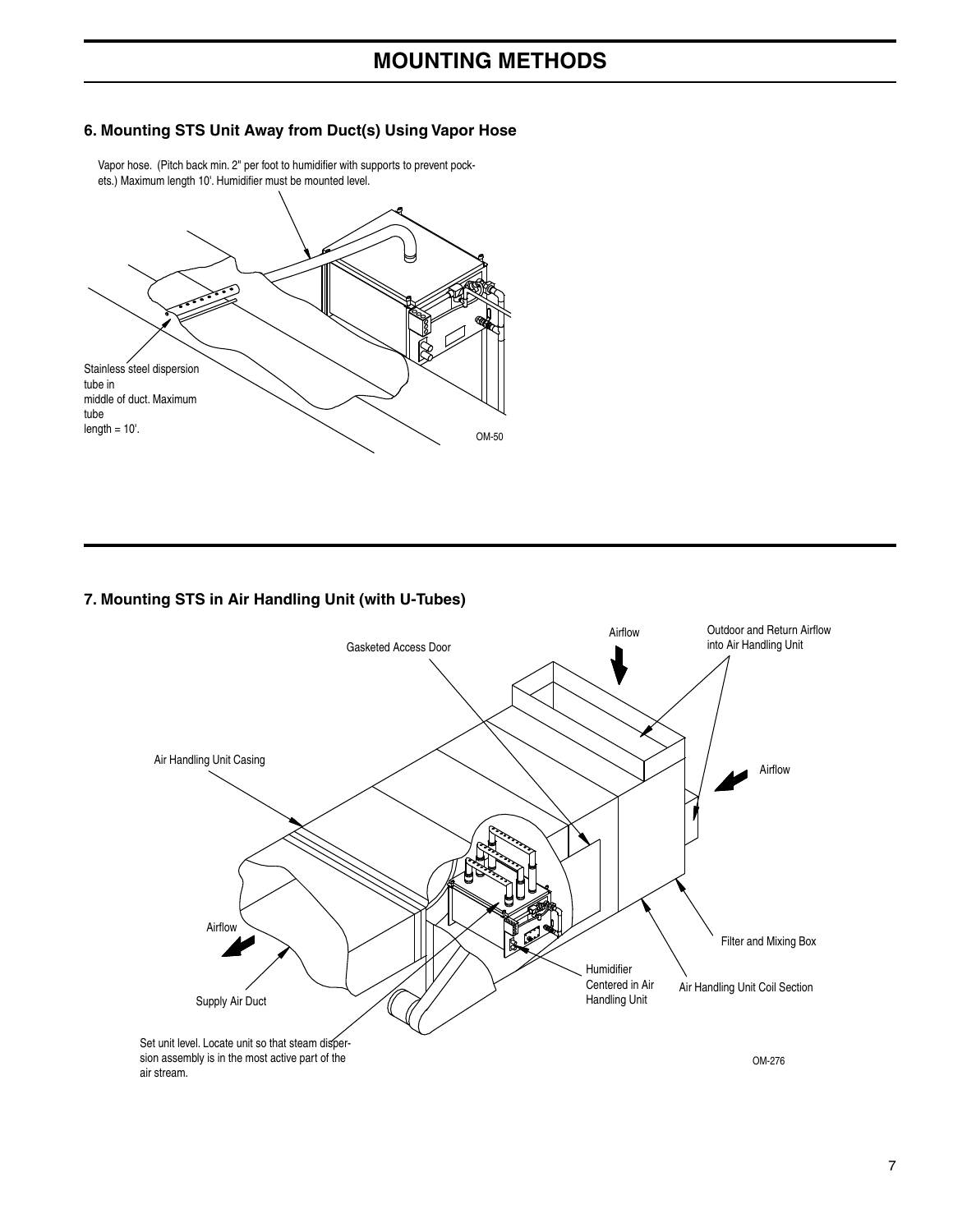# MOUNTING METHODS

### 6. Mounting STS Unit Away from Duct(s) Using Vapor Hose

Vapor hose. (Pitch back min. 2" per foot to humidifier with supports to prevent pockets.) Maximum length 10'. Humidifier must be mounted level.

Stainless steel dispersion tube in middle of duct. Maximum tube length = 10'.

OM-50

### 7. Mounting STS in Air Handling Unit (with U-Tubes)

Airflow

Outdoor and Return Airflow into Air Handling Unit

Gasketed Access Door

Air Handling Unit Casing

Airflow

Airflow

Filter and Mixing Box

Supply Air Duct

Humidifier Centered in Air Handling Unit

Air Handling Unit Coil Section

Set unit level. Locate unit so that steam dispersion assembly is in the most active part of the air stream.

OM-276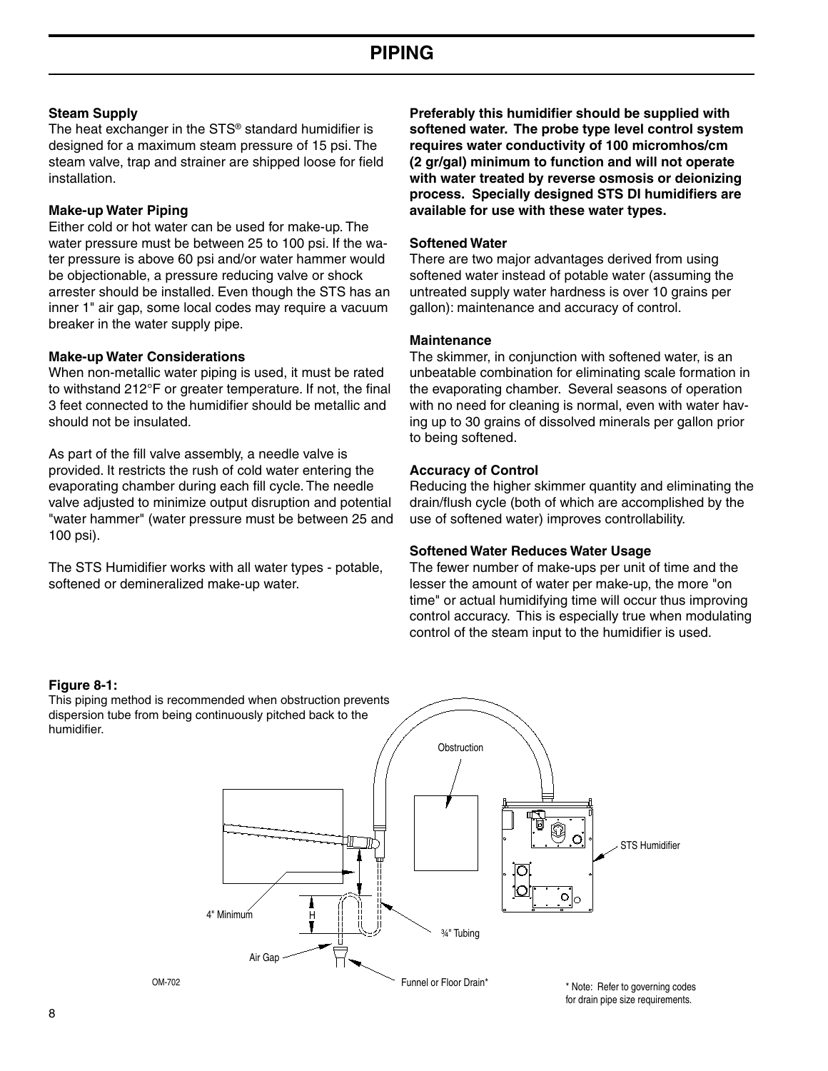# PIPING

### Steam Supply

The heat exchanger in the STS® standard humidifier is designed for a maximum steam pressure of 15 psi. The steam valve, trap and strainer are shipped loose for field installation.

### Make-up Water Piping

Either cold or hot water can be used for make-up. The water pressure must be between 25 to 100 psi. If the water pressure is above 60 psi and/or water hammer would be objectionable, a pressure reducing valve or shock arrester should be installed. Even though the STS has an inner 1" air gap, some local codes may require a vacuum breaker in the water supply pipe.

### Make-up Water Considerations

When non-metallic water piping is used, it must be rated to withstand 212°F or greater temperature. If not, the final 3 feet connected to the humidifier should be metallic and should not be insulated.

As part of the fill valve assembly, a needle valve is provided. It restricts the rush of cold water entering the evaporating chamber during each fill cycle. The needle valve adjusted to minimize output disruption and potential "water hammer" (water pressure must be between 25 and 100 psi).

The STS Humidifier works with all water types - potable, softened or demineralized make-up water.

**Preferably this humidifier should be supplied with softened water. The probe type level control system requires water conductivity of 100 micromhos/cm (2 gr/gal) minimum to function and will not operate with water treated by reverse osmosis or deionizing process. Specially designed STS DI humidifiers are available for use with these water types.**

### Softened Water

There are two major advantages derived from using softened water instead of potable water (assuming the untreated supply water hardness is over 10 grains per gallon): maintenance and accuracy of control.

### Maintenance

The skimmer, in conjunction with softened water, is an unbeatable combination for eliminating scale formation in the evaporating chamber. Several seasons of operation with no need for cleaning is normal, even with water having up to 30 grains of dissolved minerals per gallon prior to being softened.

### Accuracy of Control

Reducing the higher skimmer quantity and eliminating the drain/flush cycle (both of which are accomplished by the use of softened water) improves controllability.

### Softened Water Reduces Water Usage

The fewer number of make-ups per unit of time and the lesser the amount of water per make-up, the more "on time" or actual humidifying time will occur thus improving control accuracy. This is especially true when modulating control of the steam input to the humidifier is used.

**Figure 8-1:**
This piping method is recommended when obstruction prevents dispersion tube from being continuously pitched back to the humidifier.

Obstruction

STS Humidifier

4" Minimum

H

¾" Tubing

Air Gap

Funnel or Floor Drain*

OM-702

\* Note: Refer to governing codes for drain pipe size requirements.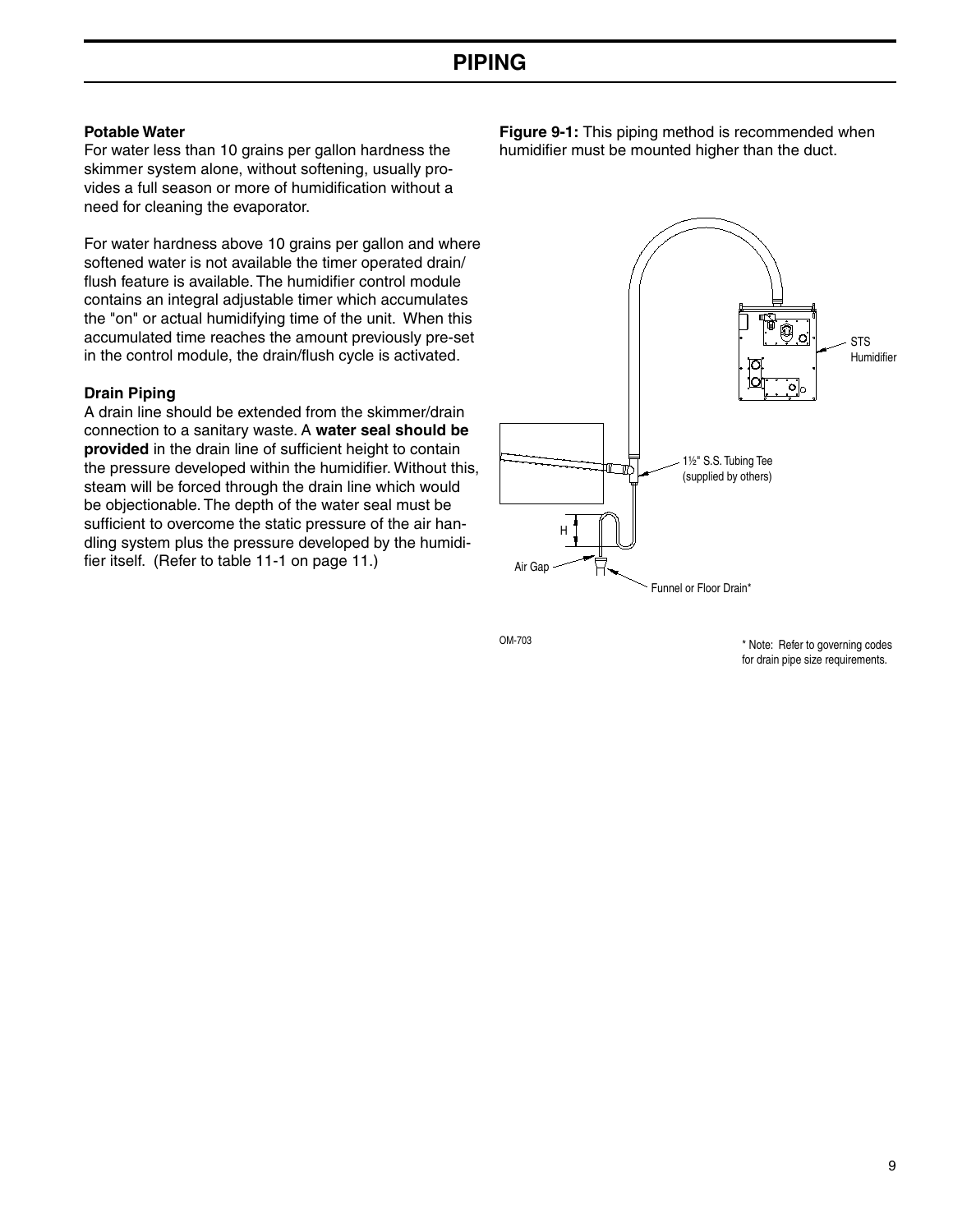# PIPING

**Potable Water**

For water less than 10 grains per gallon hardness the skimmer system alone, without softening, usually provides a full season or more of humidification without a need for cleaning the evaporator.

For water hardness above 10 grains per gallon and where softened water is not available the timer operated drain/flush feature is available. The humidifier control module contains an integral adjustable timer which accumulates the "on" or actual humidifying time of the unit. When this accumulated time reaches the amount previously pre-set in the control module, the drain/flush cycle is activated.

**Drain Piping**

A drain line should be extended from the skimmer/drain connection to a sanitary waste. A **water seal should be provided** in the drain line of sufficient height to contain the pressure developed within the humidifier. Without this, steam will be forced through the drain line which would be objectionable. The depth of the water seal must be sufficient to overcome the static pressure of the air handling system plus the pressure developed by the humidifier itself. (Refer to table 11-1 on page 11.)

**Figure 9-1:** This piping method is recommended when humidifier must be mounted higher than the duct.

STS Humidifier

1½" S.S. Tubing Tee (supplied by others)

H

Air Gap

Funnel or Floor Drain*

OM-703

* Note: Refer to governing codes for drain pipe size requirements.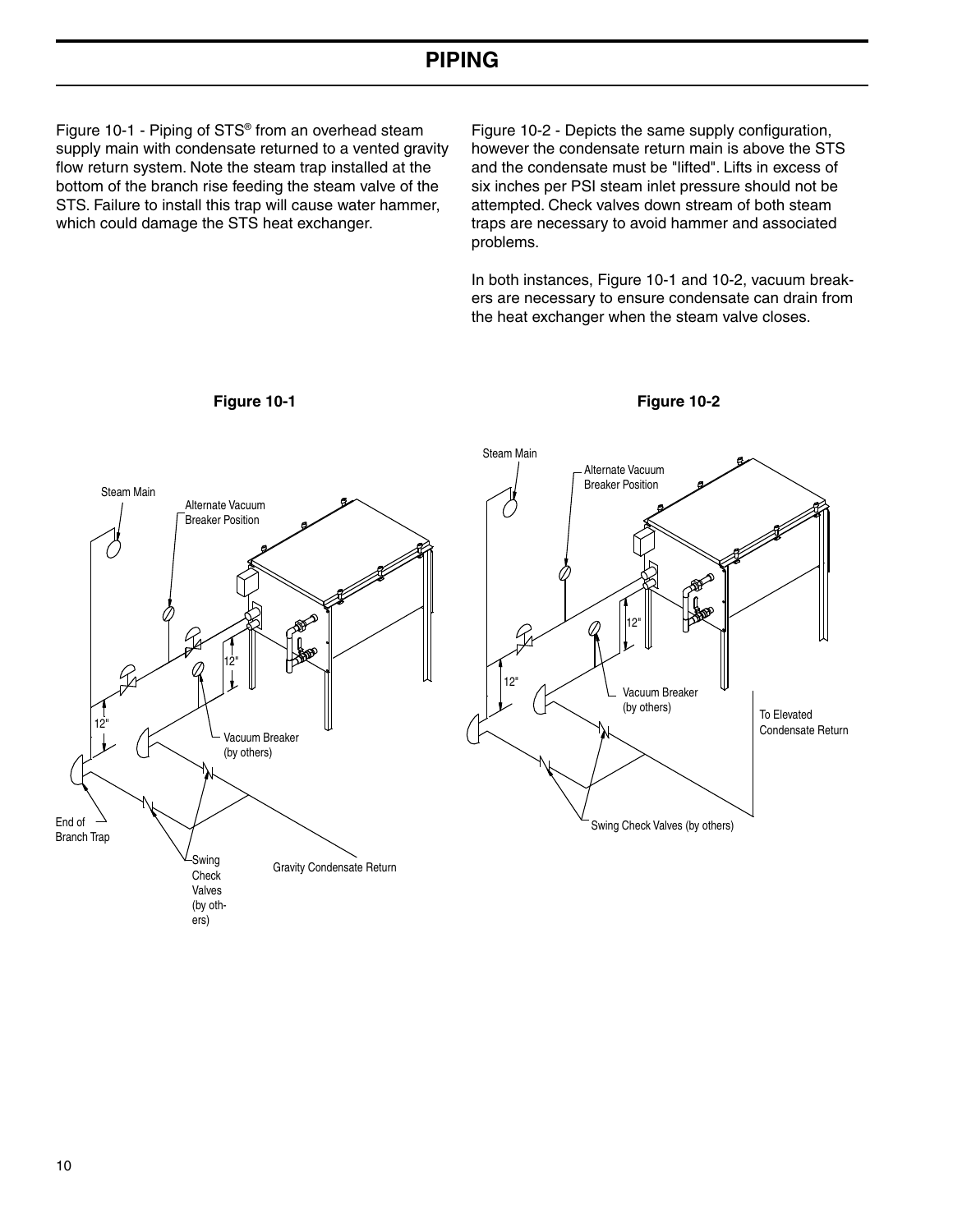# PIPING

Figure 10-1 - Piping of STS® from an overhead steam supply main with condensate returned to a vented gravity flow return system. Note the steam trap installed at the bottom of the branch rise feeding the steam valve of the STS. Failure to install this trap will cause water hammer, which could damage the STS heat exchanger.

Figure 10-2 - Depicts the same supply configuration, however the condensate return main is above the STS and the condensate must be "lifted". Lifts in excess of six inches per PSI steam inlet pressure should not be attempted. Check valves down stream of both steam traps are necessary to avoid hammer and associated problems.

In both instances, Figure 10-1 and 10-2, vacuum breakers are necessary to ensure condensate can drain from the heat exchanger when the steam valve closes.

**Figure 10-1**

Steam Main

Alternate Vacuum Breaker Position

12"

12"

Vacuum Breaker (by others)

End of Branch Trap

Swing Check Valves (by others)

Gravity Condensate Return

**Figure 10-2**

Steam Main

Alternate Vacuum Breaker Position

12"

12"

Vacuum Breaker (by others)

To Elevated Condensate Return

Swing Check Valves (by others)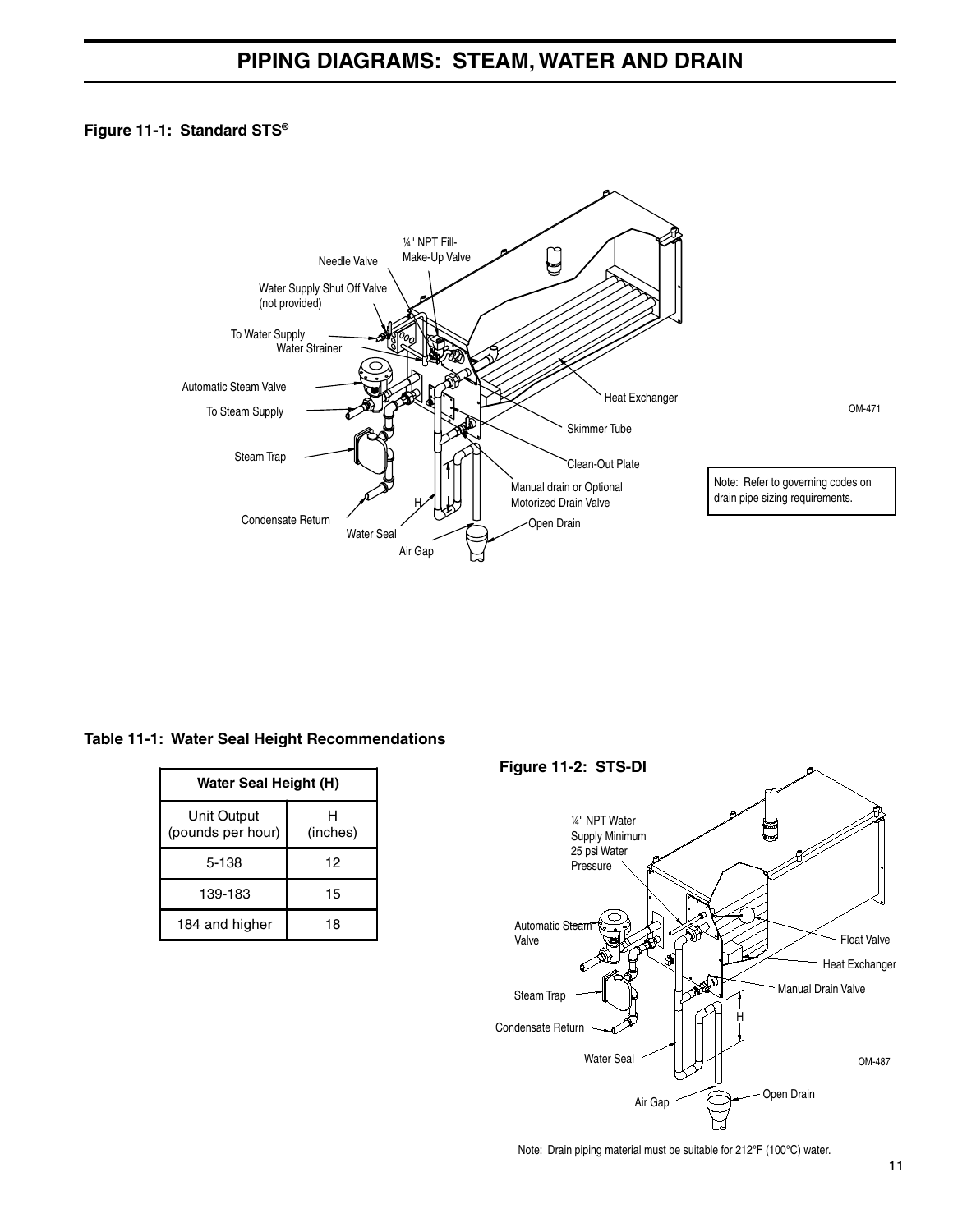# PIPING DIAGRAMS: STEAM, WATER AND DRAIN

**Figure 11-1: Standard STS®**

¼" NPT Fill-Make-Up Valve

Needle Valve

Water Supply Shut Off Valve (not provided)

To Water Supply

Water Strainer

Automatic Steam Valve

To Steam Supply

Steam Trap

Condensate Return

Water Seal

Air Gap

H

Heat Exchanger

Skimmer Tube

Clean-Out Plate

Manual drain or Optional Motorized Drain Valve

Open Drain

OM-471

Note: Refer to governing codes on drain pipe sizing requirements.

**Table 11-1: Water Seal Height Recommendations**

| Water Seal Height (H) | |
|---|---|
| Unit Output (pounds per hour) | H (inches) |
| 5-138 | 12 |
| 139-183 | 15 |
| 184 and higher | 18 |

**Figure 11-2: STS-DI**

¼" NPT Water Supply Minimum 25 psi Water Pressure

Automatic Steam Valve

Steam Trap

Condensate Return

Water Seal

Air Gap

Float Valve

Heat Exchanger

Manual Drain Valve

H

Open Drain

OM-487

Note: Drain piping material must be suitable for 212°F (100°C) water.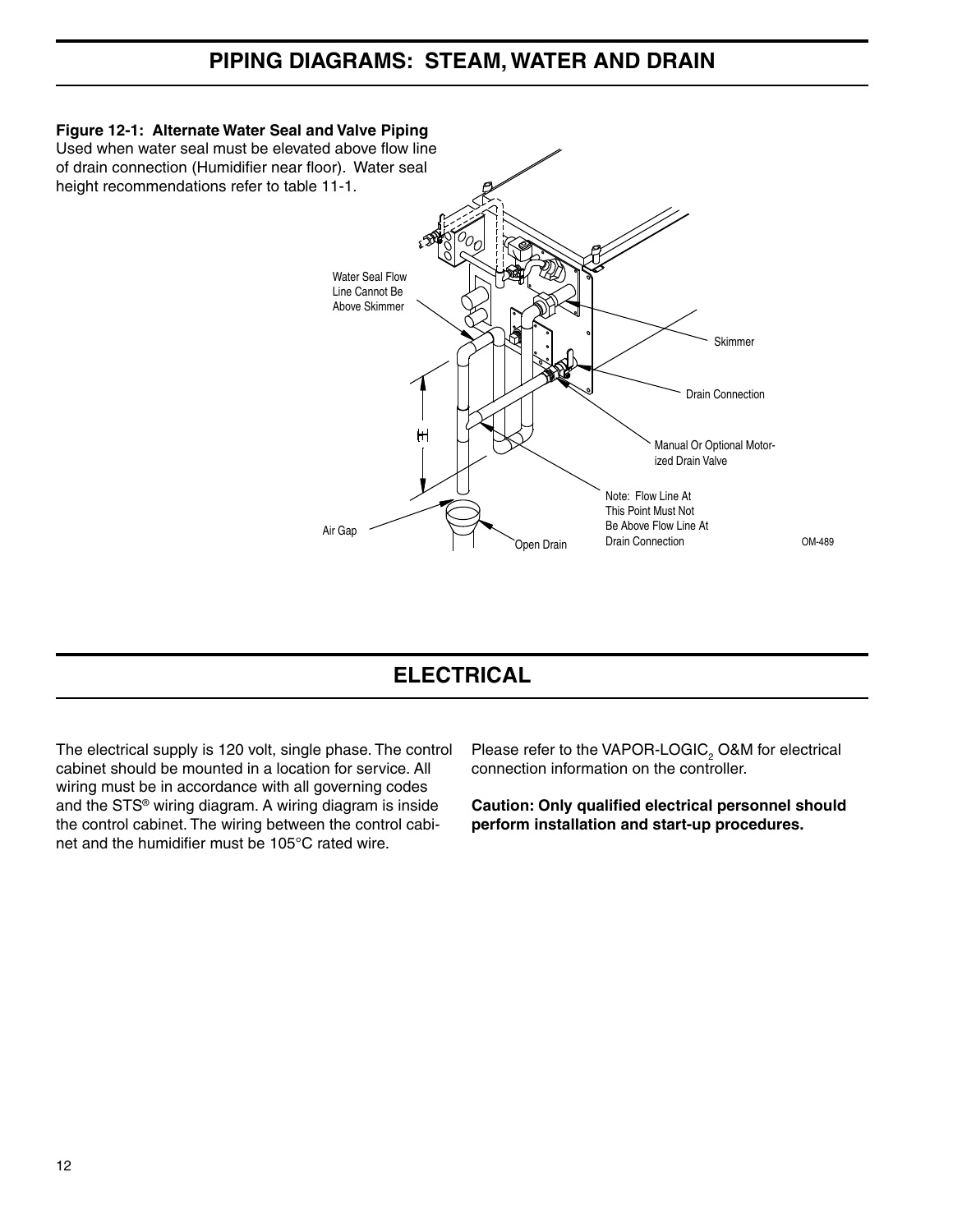# PIPING DIAGRAMS: STEAM, WATER AND DRAIN

**Figure 12-1: Alternate Water Seal and Valve Piping**
Used when water seal must be elevated above flow line of drain connection (Humidifier near floor). Water seal height recommendations refer to table 11-1.

Water Seal Flow Line Cannot Be Above Skimmer

Skimmer

Drain Connection

H

Manual Or Optional Motorized Drain Valve

Note: Flow Line At This Point Must Not Be Above Flow Line At Drain Connection

Air Gap

Open Drain

OM-489

# ELECTRICAL

The electrical supply is 120 volt, single phase. The control cabinet should be mounted in a location for service. All wiring must be in accordance with all governing codes and the STS® wiring diagram. A wiring diagram is inside the control cabinet. The wiring between the control cabinet and the humidifier must be 105°C rated wire.

Please refer to the VAPOR-LOGIC$_2$ O&M for electrical connection information on the controller.

**Caution: Only qualified electrical personnel should perform installation and start-up procedures.**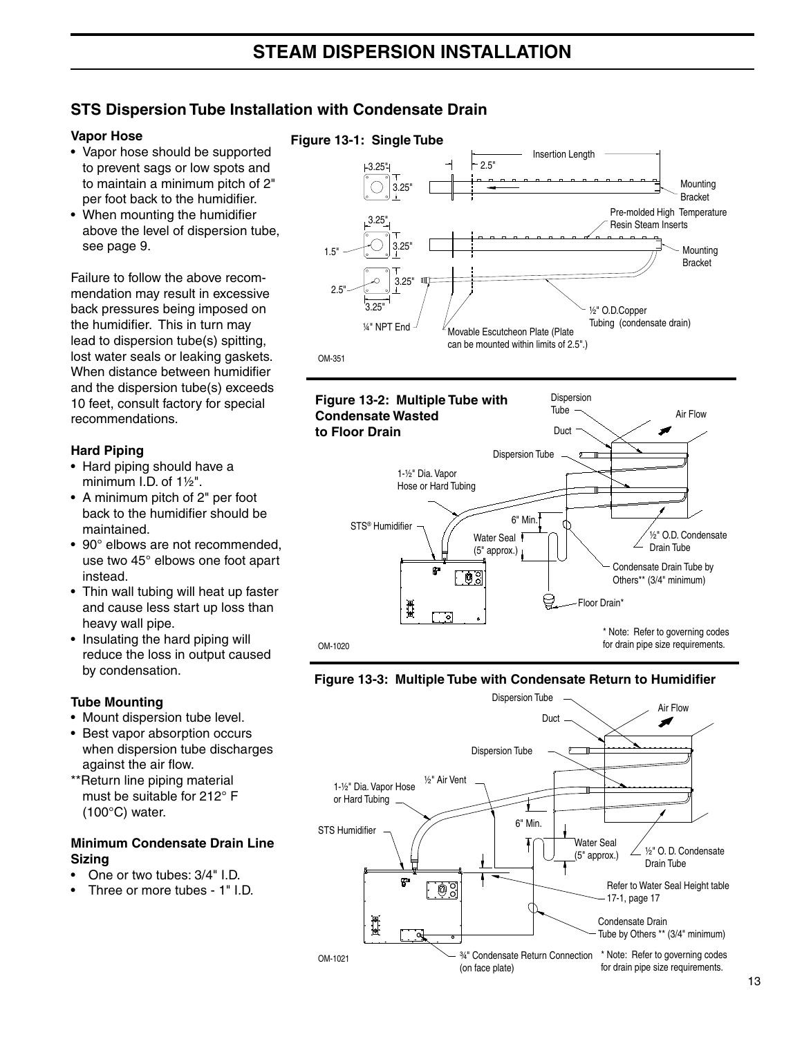# STEAM DISPERSION INSTALLATION

## STS Dispersion Tube Installation with Condensate Drain

### Vapor Hose

- Vapor hose should be supported to prevent sags or low spots and to maintain a minimum pitch of 2" per foot back to the humidifier.
- When mounting the humidifier above the level of dispersion tube, see page 9.

Failure to follow the above recommendation may result in excessive back pressures being imposed on the humidifier. This in turn may lead to dispersion tube(s) spitting, lost water seals or leaking gaskets. When distance between humidifier and the dispersion tube(s) exceeds 10 feet, consult factory for special recommendations.

### Hard Piping

- Hard piping should have a minimum I.D. of 1½".
- A minimum pitch of 2" per foot back to the humidifier should be maintained.
- 90° elbows are not recommended, use two 45° elbows one foot apart instead.
- Thin wall tubing will heat up faster and cause less start up loss than heavy wall pipe.
- Insulating the hard piping will reduce the loss in output caused by condensation.

### Tube Mounting

- Mount dispersion tube level.
- Best vapor absorption occurs when dispersion tube discharges against the air flow.

**Return line piping material must be suitable for 212° F (100°C) water.

### Minimum Condensate Drain Line Sizing

- One or two tubes: 3/4" I.D.
- Three or more tubes - 1" I.D.

**Figure 13-1: Single Tube**

3.25" · 3.25" · 2.5" · Insertion Length · Mounting Bracket · 3.25" · 3.25" · 1.5" · Pre-molded High Temperature Resin Steam Inserts · Mounting Bracket · 3.25" · 2.5" · 3.25" · ¼" NPT End · Movable Escutcheon Plate (Plate can be mounted within limits of 2.5".) · ½" O.D.Copper Tubing (condensate drain)

OM-351

**Figure 13-2: Multiple Tube with Condensate Wasted to Floor Drain**

Dispersion Tube · Air Flow · Duct · Dispersion Tube · 1-½" Dia. Vapor Hose or Hard Tubing · STS® Humidifier · 6" Min. · Water Seal (5" approx.) · ½" O.D. Condensate Drain Tube · Condensate Drain Tube by Others** (3/4" minimum) · Floor Drain*

* Note: Refer to governing codes for drain pipe size requirements.

OM-1020

**Figure 13-3: Multiple Tube with Condensate Return to Humidifier**

Dispersion Tube · Air Flow · Duct · Dispersion Tube · ½" Air Vent · 1-½" Dia. Vapor Hose or Hard Tubing · 6" Min. · STS Humidifier · Water Seal (5" approx.) · ½" O. D. Condensate Drain Tube · Refer to Water Seal Height table 17-1, page 17 · Condensate Drain Tube by Others ** (3/4" minimum) · ¾" Condensate Return Connection (on face plate)

* Note: Refer to governing codes for drain pipe size requirements.

OM-1021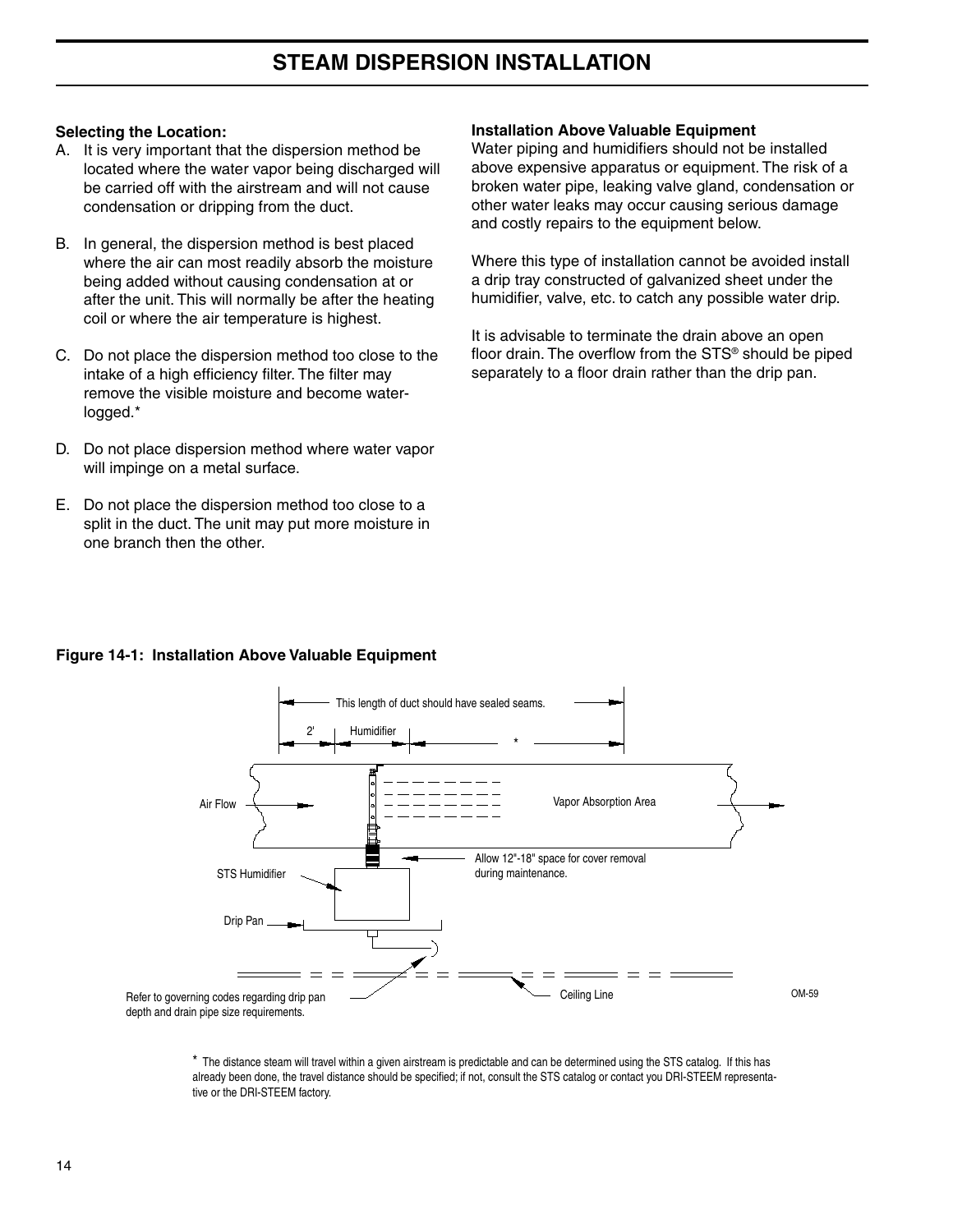# STEAM DISPERSION INSTALLATION

**Selecting the Location:**

A. It is very important that the dispersion method be located where the water vapor being discharged will be carried off with the airstream and will not cause condensation or dripping from the duct.

B. In general, the dispersion method is best placed where the air can most readily absorb the moisture being added without causing condensation at or after the unit. This will normally be after the heating coil or where the air temperature is highest.

C. Do not place the dispersion method too close to the intake of a high efficiency filter. The filter may remove the visible moisture and become water-logged.*

D. Do not place dispersion method where water vapor will impinge on a metal surface.

E. Do not place the dispersion method too close to a split in the duct. The unit may put more moisture in one branch then the other.

**Installation Above Valuable Equipment**

Water piping and humidifiers should not be installed above expensive apparatus or equipment. The risk of a broken water pipe, leaking valve gland, condensation or other water leaks may occur causing serious damage and costly repairs to the equipment below.

Where this type of installation cannot be avoided install a drip tray constructed of galvanized sheet under the humidifier, valve, etc. to catch any possible water drip.

It is advisable to terminate the drain above an open floor drain. The overflow from the STS® should be piped separately to a floor drain rather than the drip pan.

**Figure 14-1: Installation Above Valuable Equipment**

This length of duct should have sealed seams.

2' Humidifier *

Air Flow

Vapor Absorption Area

Allow 12"-18" space for cover removal during maintenance.

STS Humidifier

Drip Pan

Refer to governing codes regarding drip pan depth and drain pipe size requirements.

Ceiling Line

OM-59

* The distance steam will travel within a given airstream is predictable and can be determined using the STS catalog. If this has already been done, the travel distance should be specified; if not, consult the STS catalog or contact you DRI-STEEM representative or the DRI-STEEM factory.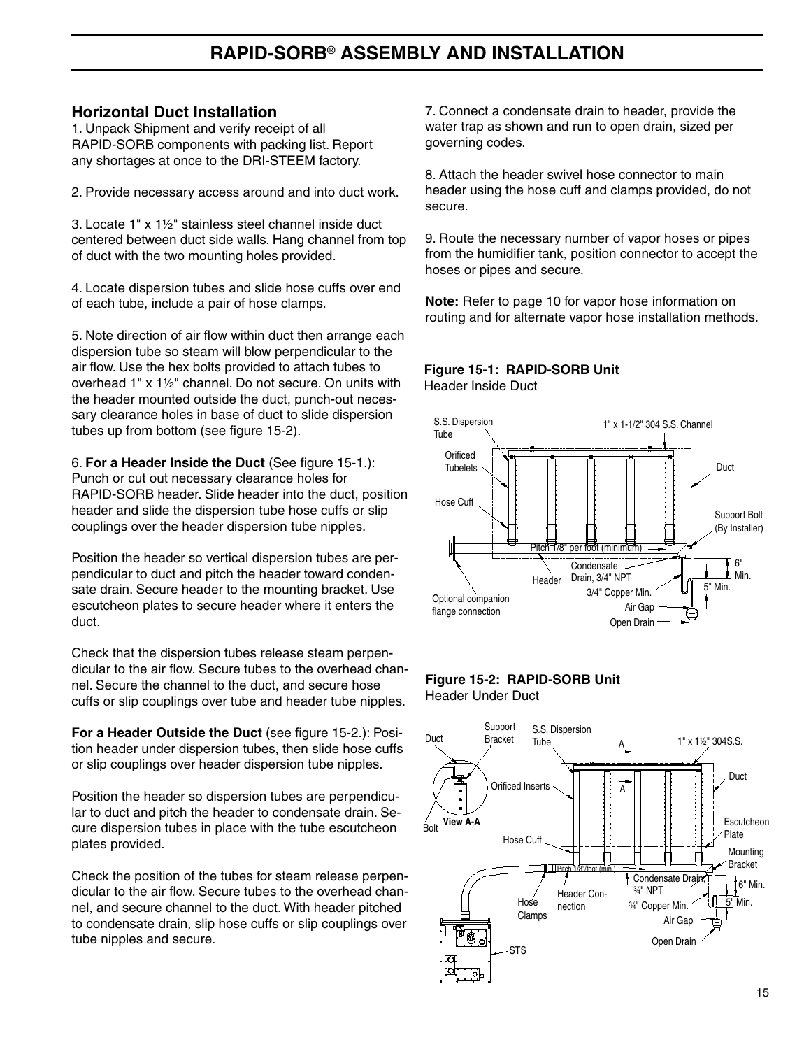# RAPID-SORB® ASSEMBLY AND INSTALLATION

## Horizontal Duct Installation

1. Unpack Shipment and verify receipt of all RAPID-SORB components with packing list. Report any shortages at once to the DRI-STEEM factory.

2. Provide necessary access around and into duct work.

3. Locate 1" x 1½" stainless steel channel inside duct centered between duct side walls. Hang channel from top of duct with the two mounting holes provided.

4. Locate dispersion tubes and slide hose cuffs over end of each tube, include a pair of hose clamps.

5. Note direction of air flow within duct then arrange each dispersion tube so steam will blow perpendicular to the air flow. Use the hex bolts provided to attach tubes to overhead 1" x 1½" channel. Do not secure. On units with the header mounted outside the duct, punch-out necessary clearance holes in base of duct to slide dispersion tubes up from bottom (see figure 15-2).

6. **For a Header Inside the Duct** (See figure 15-1.): Punch or cut out necessary clearance holes for RAPID-SORB header. Slide header into the duct, position header and slide the dispersion tube hose cuffs or slip couplings over the header dispersion tube nipples.

Position the header so vertical dispersion tubes are perpendicular to duct and pitch the header toward condensate drain. Secure header to the mounting bracket. Use escutcheon plates to secure header where it enters the duct.

Check that the dispersion tubes release steam perpendicular to the air flow. Secure tubes to the overhead channel. Secure the channel to the duct, and secure hose cuffs or slip couplings over tube and header tube nipples.

**For a Header Outside the Duct** (see figure 15-2.): Position header under dispersion tubes, then slide hose cuffs or slip couplings over header dispersion tube nipples.

Position the header so dispersion tubes are perpendicular to duct and pitch the header to condensate drain. Secure dispersion tubes in place with the tube escutcheon plates provided.

Check the position of the tubes for steam release perpendicular to the air flow. Secure tubes to the overhead channel, and secure channel to the duct. With header pitched to condensate drain, slip hose cuffs or slip couplings over tube nipples and secure.

7. Connect a condensate drain to header, provide the water trap as shown and run to open drain, sized per governing codes.

8. Attach the header swivel hose connector to main header using the hose cuff and clamps provided, do not secure.

9. Route the necessary number of vapor hoses or pipes from the humidifier tank, position connector to accept the hoses or pipes and secure.

**Note:** Refer to page 10 for vapor hose information on routing and for alternate vapor hose installation methods.

**Figure 15-1: RAPID-SORB Unit**
Header Inside Duct

S.S. Dispersion Tube; 1" x 1-1/2" 304 S.S. Channel; Orificed Tubelets; Duct; Hose Cuff; Support Bolt (By Installer); Pitch 1/8" per foot (minimum); Condensate Drain, 3/4" NPT; Header; 6" Min.; 5" Min.; 3/4" Copper Min.; Optional companion flange connection; Air Gap; Open Drain

**Figure 15-2: RAPID-SORB Unit**
Header Under Duct

Duct; Support Bracket; S.S. Dispersion Tube; A; 1" x 1½" 304S.S.; Duct; Orificed Inserts; A; View A-A; Bolt; Escutcheon Plate; Hose Cuff; Mounting Bracket; Pitch 1/8"/foot (min.); Condensate Drain, ¾" NPT; 6" Min.; Hose Clamps; Header Connection; ¾" Copper Min.; 5" Min.; Air Gap; Open Drain; STS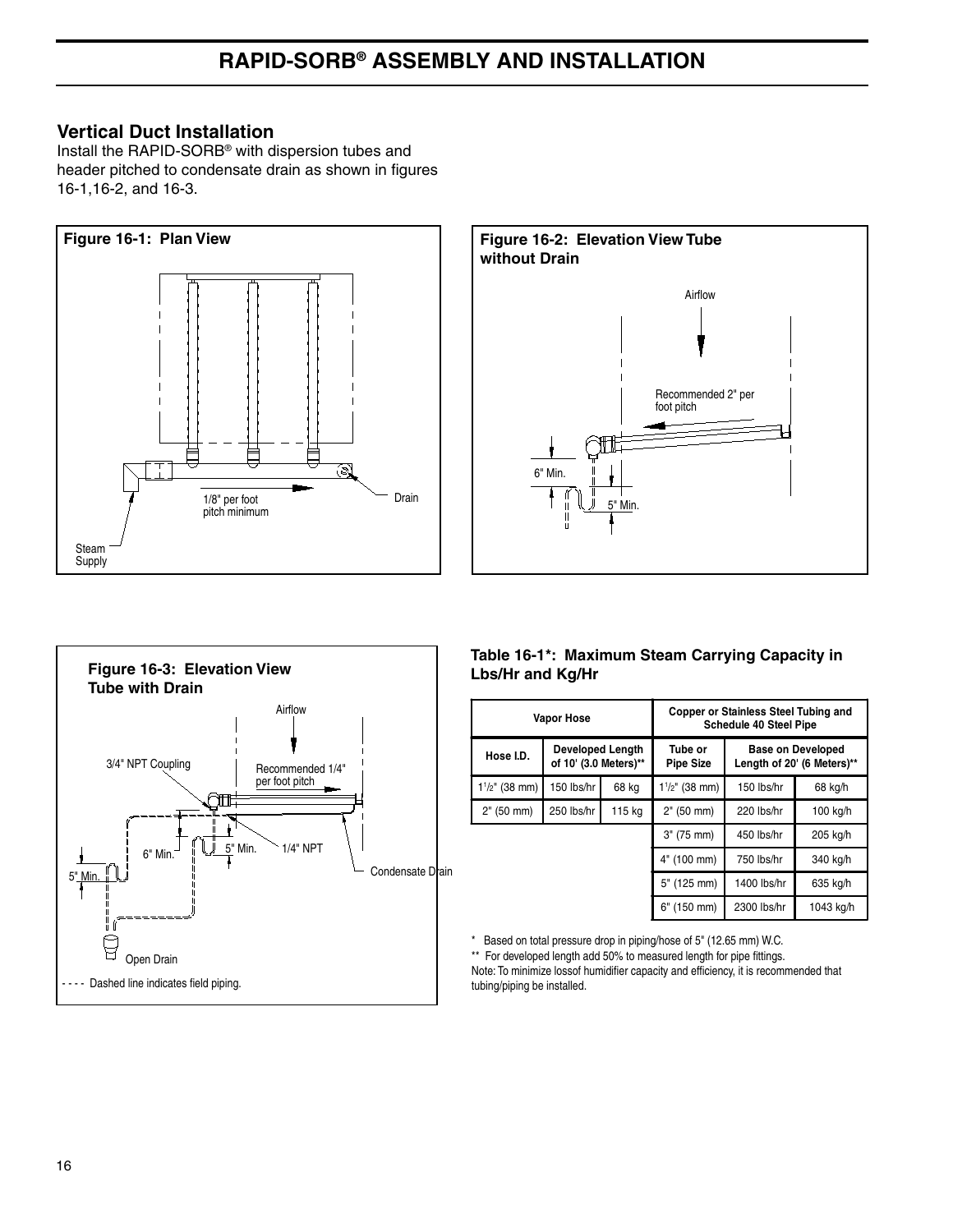# RAPID-SORB® ASSEMBLY AND INSTALLATION

## Vertical Duct Installation

Install the RAPID-SORB® with dispersion tubes and header pitched to condensate drain as shown in figures 16-1,16-2, and 16-3.

**Figure 16-1: Plan View**

1/8" per foot pitch minimum

Drain

Steam Supply

**Figure 16-2: Elevation View Tube without Drain**

Airflow

Recommended 2" per foot pitch

6" Min.

5" Min.

**Figure 16-3: Elevation View Tube with Drain**

Airflow

3/4" NPT Coupling

Recommended 1/4" per foot pitch

6" Min.

5" Min.

1/4" NPT

Condensate Drain

5" Min.

Open Drain

- - - - Dashed line indicates field piping.

**Table 16-1*: Maximum Steam Carrying Capacity in Lbs/Hr and Kg/Hr**

| Vapor Hose | | | Copper or Stainless Steel Tubing and Schedule 40 Steel Pipe | | |
|---|---|---|---|---|---|
| Hose I.D. | Developed Length of 10' (3.0 Meters)** | | Tube or Pipe Size | Base on Developed Length of 20' (6 Meters)** | |
| 1½" (38 mm) | 150 lbs/hr | 68 kg | 1½" (38 mm) | 150 lbs/hr | 68 kg/h |
| 2" (50 mm) | 250 lbs/hr | 115 kg | 2" (50 mm) | 220 lbs/hr | 100 kg/h |
| | | | 3" (75 mm) | 450 lbs/hr | 205 kg/h |
| | | | 4" (100 mm) | 750 lbs/hr | 340 kg/h |
| | | | 5" (125 mm) | 1400 lbs/hr | 635 kg/h |
| | | | 6" (150 mm) | 2300 lbs/hr | 1043 kg/h |

\* Based on total pressure drop in piping/hose of 5" (12.65 mm) W.C.

** For developed length add 50% to measured length for pipe fittings.

Note: To minimize lossof humidifier capacity and efficiency, it is recommended that tubing/piping be installed.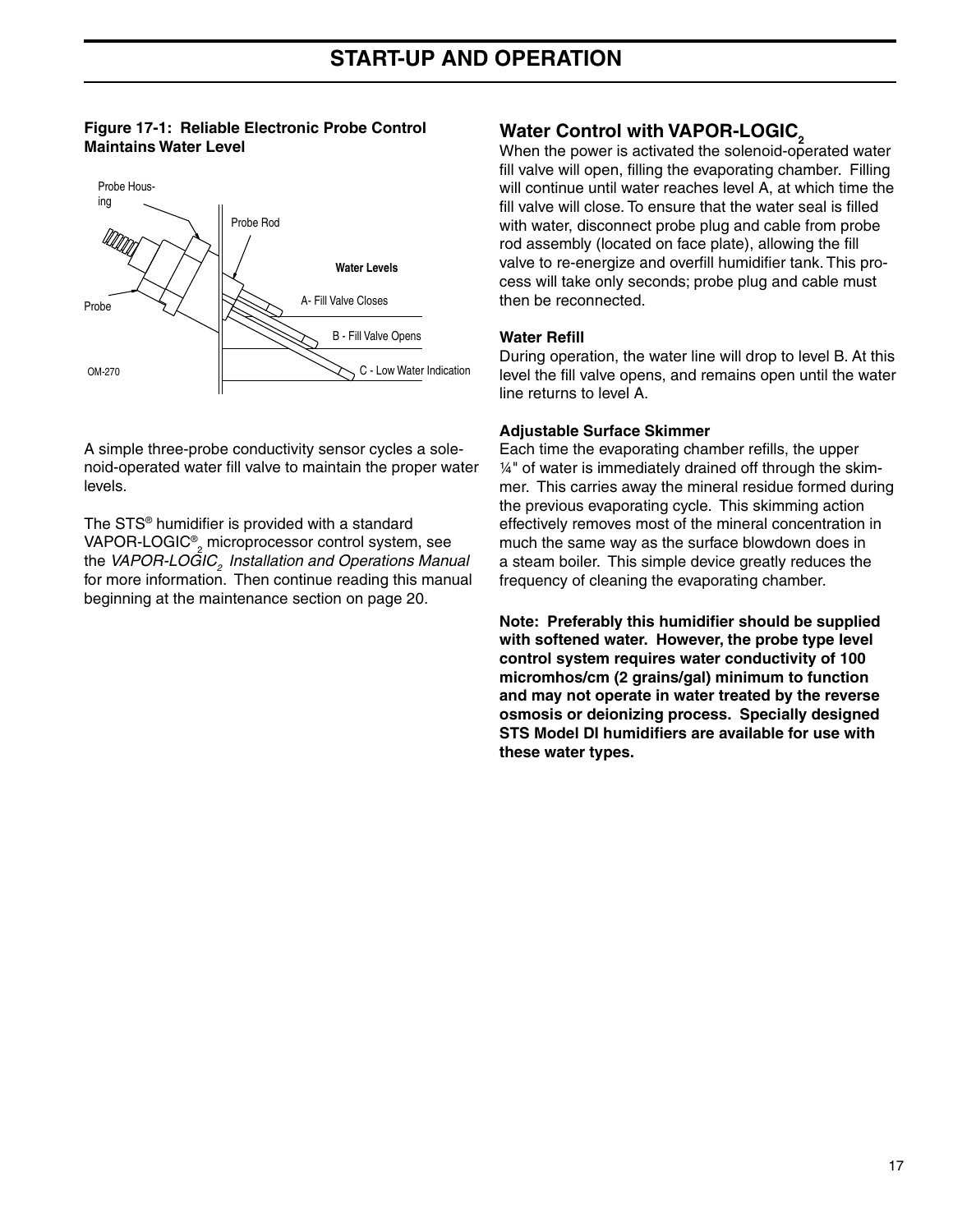# START-UP AND OPERATION

**Figure 17-1: Reliable Electronic Probe Control Maintains Water Level**

Probe Housing

Probe Rod

Water Levels

A- Fill Valve Closes

B - Fill Valve Opens

C - Low Water Indication

Probe

OM-270

A simple three-probe conductivity sensor cycles a solenoid-operated water fill valve to maintain the proper water levels.

The STS® humidifier is provided with a standard VAPOR-LOGIC®$_2$ microprocessor control system, see the *VAPOR-LOGIC$_2$ Installation and Operations Manual* for more information. Then continue reading this manual beginning at the maintenance section on page 20.

## Water Control with VAPOR-LOGIC$_2$

When the power is activated the solenoid-operated water fill valve will open, filling the evaporating chamber. Filling will continue until water reaches level A, at which time the fill valve will close. To ensure that the water seal is filled with water, disconnect probe plug and cable from probe rod assembly (located on face plate), allowing the fill valve to re-energize and overfill humidifier tank. This process will take only seconds; probe plug and cable must then be reconnected.

### Water Refill

During operation, the water line will drop to level B. At this level the fill valve opens, and remains open until the water line returns to level A.

### Adjustable Surface Skimmer

Each time the evaporating chamber refills, the upper ¼" of water is immediately drained off through the skimmer. This carries away the mineral residue formed during the previous evaporating cycle. This skimming action effectively removes most of the mineral concentration in much the same way as the surface blowdown does in a steam boiler. This simple device greatly reduces the frequency of cleaning the evaporating chamber.

**Note: Preferably this humidifier should be supplied with softened water. However, the probe type level control system requires water conductivity of 100 micromhos/cm (2 grains/gal) minimum to function and may not operate in water treated by the reverse osmosis or deionizing process. Specially designed STS Model DI humidifiers are available for use with these water types.**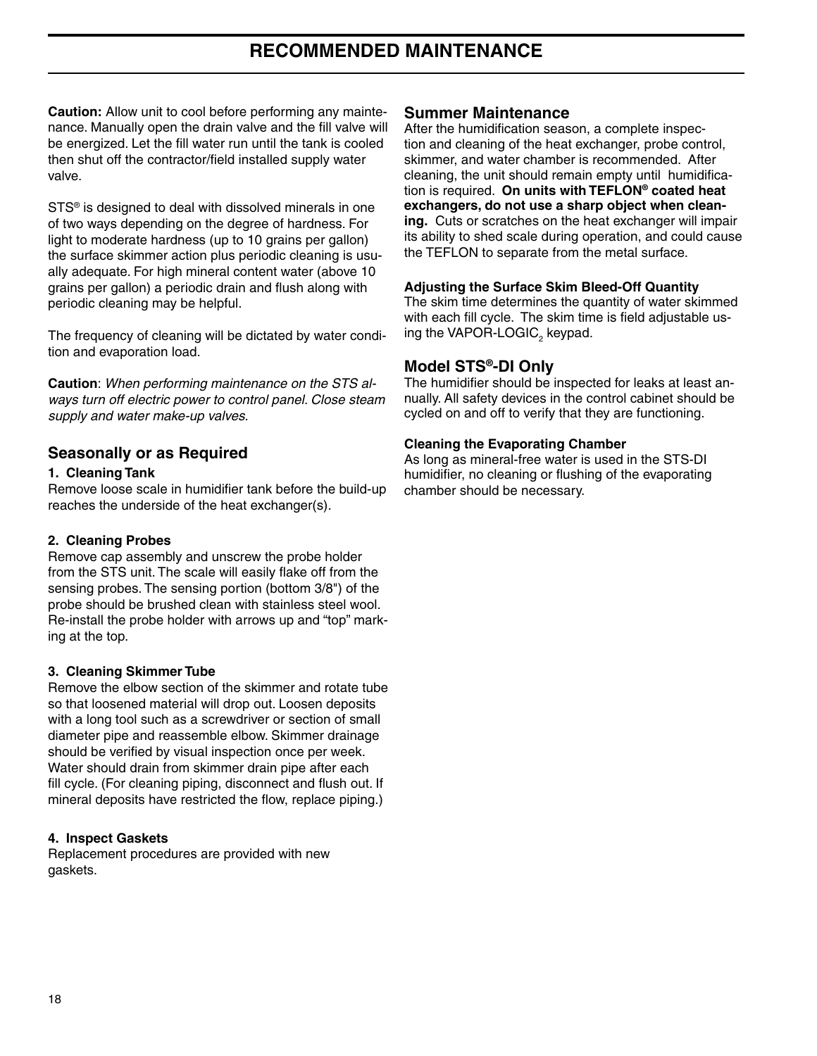# RECOMMENDED MAINTENANCE

**Caution:** Allow unit to cool before performing any maintenance. Manually open the drain valve and the fill valve will be energized. Let the fill water run until the tank is cooled then shut off the contractor/field installed supply water valve.

STS® is designed to deal with dissolved minerals in one of two ways depending on the degree of hardness. For light to moderate hardness (up to 10 grains per gallon) the surface skimmer action plus periodic cleaning is usually adequate. For high mineral content water (above 10 grains per gallon) a periodic drain and flush along with periodic cleaning may be helpful.

The frequency of cleaning will be dictated by water condition and evaporation load.

**Caution**: *When performing maintenance on the STS always turn off electric power to control panel. Close steam supply and water make-up valves.*

## Seasonally or as Required

**1. Cleaning Tank**

Remove loose scale in humidifier tank before the build-up reaches the underside of the heat exchanger(s).

**2. Cleaning Probes**

Remove cap assembly and unscrew the probe holder from the STS unit. The scale will easily flake off from the sensing probes. The sensing portion (bottom 3/8") of the probe should be brushed clean with stainless steel wool. Re-install the probe holder with arrows up and "top" marking at the top.

**3. Cleaning Skimmer Tube**

Remove the elbow section of the skimmer and rotate tube so that loosened material will drop out. Loosen deposits with a long tool such as a screwdriver or section of small diameter pipe and reassemble elbow. Skimmer drainage should be verified by visual inspection once per week. Water should drain from skimmer drain pipe after each fill cycle. (For cleaning piping, disconnect and flush out. If mineral deposits have restricted the flow, replace piping.)

**4. Inspect Gaskets**

Replacement procedures are provided with new gaskets.

## Summer Maintenance

After the humidification season, a complete inspection and cleaning of the heat exchanger, probe control, skimmer, and water chamber is recommended. After cleaning, the unit should remain empty until humidification is required. **On units with TEFLON® coated heat exchangers, do not use a sharp object when cleaning.** Cuts or scratches on the heat exchanger will impair its ability to shed scale during operation, and could cause the TEFLON to separate from the metal surface.

**Adjusting the Surface Skim Bleed-Off Quantity**

The skim time determines the quantity of water skimmed with each fill cycle. The skim time is field adjustable using the VAPOR-LOGIC$_2$ keypad.

## Model STS®-DI Only

The humidifier should be inspected for leaks at least annually. All safety devices in the control cabinet should be cycled on and off to verify that they are functioning.

**Cleaning the Evaporating Chamber**

As long as mineral-free water is used in the STS-DI humidifier, no cleaning or flushing of the evaporating chamber should be necessary.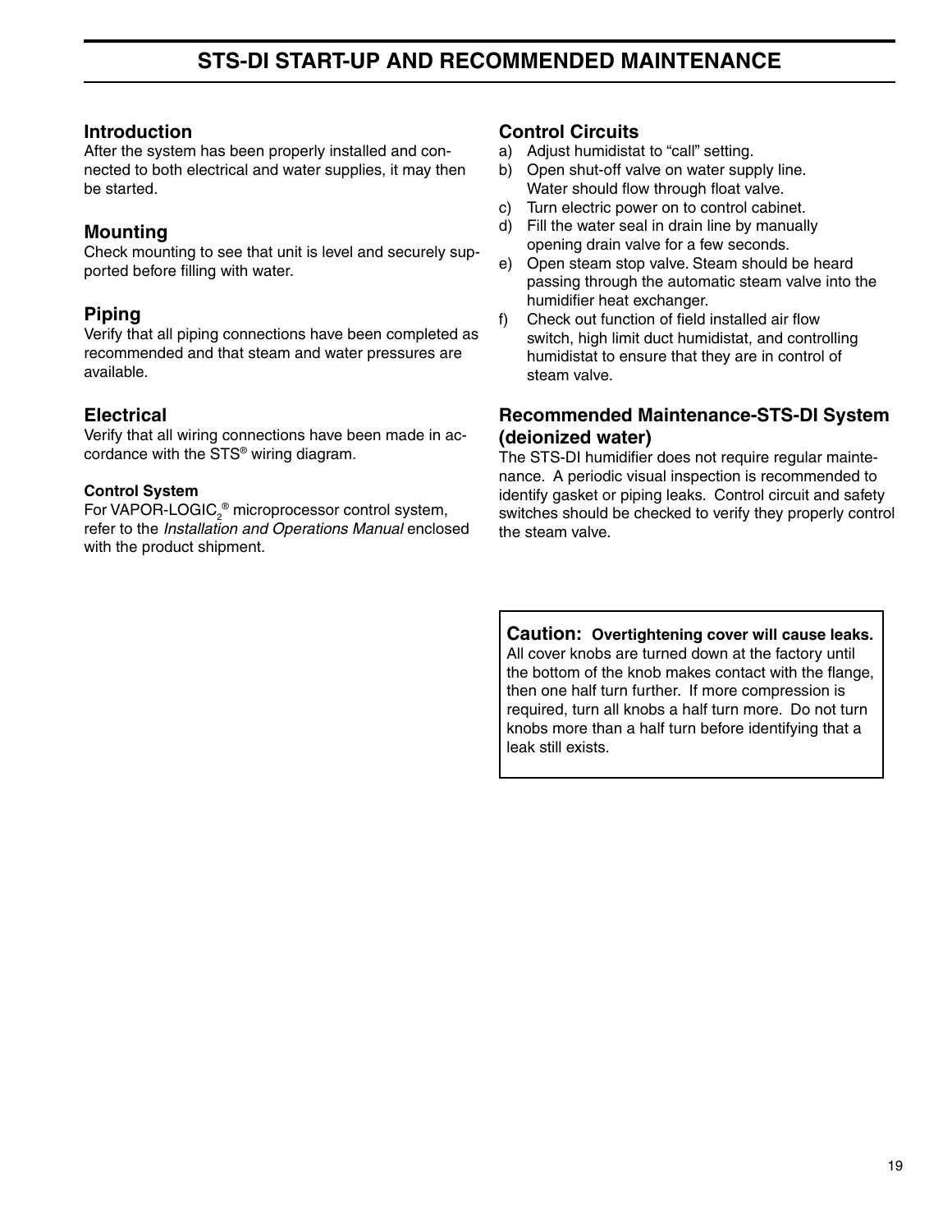# STS-DI START-UP AND RECOMMENDED MAINTENANCE

## Introduction

After the system has been properly installed and connected to both electrical and water supplies, it may then be started.

## Mounting

Check mounting to see that unit is level and securely supported before filling with water.

## Piping

Verify that all piping connections have been completed as recommended and that steam and water pressures are available.

## Electrical

Verify that all wiring connections have been made in accordance with the STS® wiring diagram.

### Control System

For VAPOR-LOGIC$_2$® microprocessor control system, refer to the *Installation and Operations Manual* enclosed with the product shipment.

## Control Circuits

a) Adjust humidistat to “call” setting.
b) Open shut-off valve on water supply line. Water should flow through float valve.
c) Turn electric power on to control cabinet.
d) Fill the water seal in drain line by manually opening drain valve for a few seconds.
e) Open steam stop valve. Steam should be heard passing through the automatic steam valve into the humidifier heat exchanger.
f) Check out function of field installed air flow switch, high limit duct humidistat, and controlling humidistat to ensure that they are in control of steam valve.

## Recommended Maintenance-STS-DI System (deionized water)

The STS-DI humidifier does not require regular maintenance. A periodic visual inspection is recommended to identify gasket or piping leaks. Control circuit and safety switches should be checked to verify they properly control the steam valve.

**Caution: Overtightening cover will cause leaks.** All cover knobs are turned down at the factory until the bottom of the knob makes contact with the flange, then one half turn further. If more compression is required, turn all knobs a half turn more. Do not turn knobs more than a half turn before identifying that a leak still exists.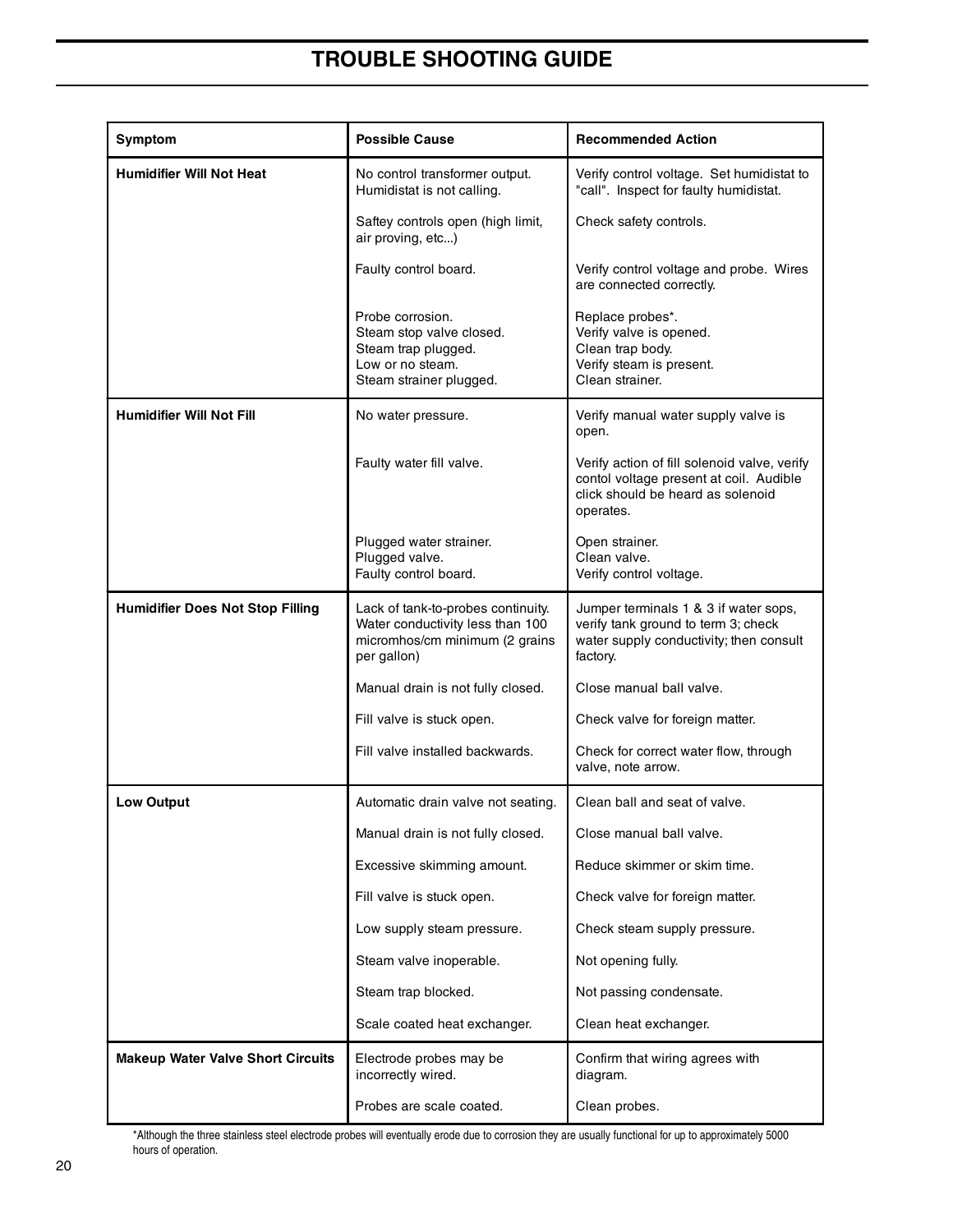# TROUBLE SHOOTING GUIDE

| Symptom | Possible Cause | Recommended Action |
|---|---|---|
| **Humidifier Will Not Heat** | No control transformer output. Humidistat is not calling. | Verify control voltage. Set humidistat to "call". Inspect for faulty humidistat. |
| | Saftey controls open (high limit, air proving, etc...) | Check safety controls. |
| | Faulty control board. | Verify control voltage and probe. Wires are connected correctly. |
| | Probe corrosion.<br>Steam stop valve closed.<br>Steam trap plugged.<br>Low or no steam.<br>Steam strainer plugged. | Replace probes*.<br>Verify valve is opened.<br>Clean trap body.<br>Verify steam is present.<br>Clean strainer. |
| **Humidifier Will Not Fill** | No water pressure. | Verify manual water supply valve is open. |
| | Faulty water fill valve. | Verify action of fill solenoid valve, verify contol voltage present at coil. Audible click should be heard as solenoid operates. |
| | Plugged water strainer.<br>Plugged valve.<br>Faulty control board. | Open strainer.<br>Clean valve.<br>Verify control voltage. |
| **Humidifier Does Not Stop Filling** | Lack of tank-to-probes continuity. Water conductivity less than 100 micromhos/cm minimum (2 grains per gallon) | Jumper terminals 1 & 3 if water sops, verify tank ground to term 3; check water supply conductivity; then consult factory. |
| | Manual drain is not fully closed. | Close manual ball valve. |
| | Fill valve is stuck open. | Check valve for foreign matter. |
| | Fill valve installed backwards. | Check for correct water flow, through valve, note arrow. |
| **Low Output** | Automatic drain valve not seating. | Clean ball and seat of valve. |
| | Manual drain is not fully closed. | Close manual ball valve. |
| | Excessive skimming amount. | Reduce skimmer or skim time. |
| | Fill valve is stuck open. | Check valve for foreign matter. |
| | Low supply steam pressure. | Check steam supply pressure. |
| | Steam valve inoperable. | Not opening fully. |
| | Steam trap blocked. | Not passing condensate. |
| | Scale coated heat exchanger. | Clean heat exchanger. |
| **Makeup Water Valve Short Circuits** | Electrode probes may be incorrectly wired. | Confirm that wiring agrees with diagram. |
| | Probes are scale coated. | Clean probes. |

*Although the three stainless steel electrode probes will eventually erode due to corrosion they are usually functional for up to approximately 5000 hours of operation.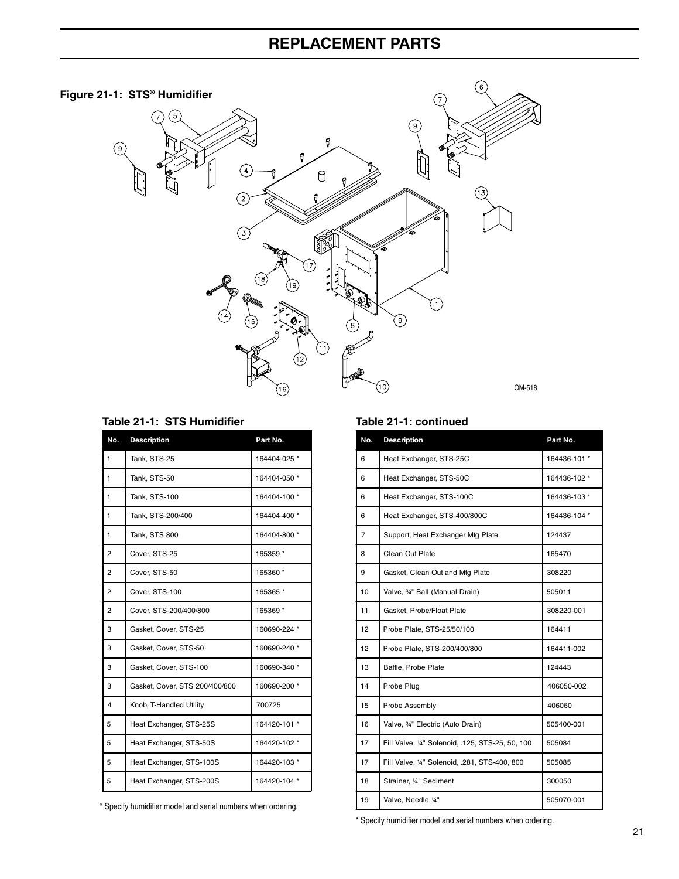# REPLACEMENT PARTS

**Figure 21-1: STS® Humidifier**

OM-518

### Table 21-1: STS Humidifier

| No. | Description | Part No. |
|---|---|---|
| 1 | Tank, STS-25 | 164404-025 * |
| 1 | Tank, STS-50 | 164404-050 * |
| 1 | Tank, STS-100 | 164404-100 * |
| 1 | Tank, STS-200/400 | 164404-400 * |
| 1 | Tank, STS 800 | 164404-800 * |
| 2 | Cover, STS-25 | 165359 * |
| 2 | Cover, STS-50 | 165360 * |
| 2 | Cover, STS-100 | 165365 * |
| 2 | Cover, STS-200/400/800 | 165369 * |
| 3 | Gasket, Cover, STS-25 | 160690-224 * |
| 3 | Gasket, Cover, STS-50 | 160690-240 * |
| 3 | Gasket, Cover, STS-100 | 160690-340 * |
| 3 | Gasket, Cover, STS 200/400/800 | 160690-200 * |
| 4 | Knob, T-Handled Utility | 700725 |
| 5 | Heat Exchanger, STS-25S | 164420-101 * |
| 5 | Heat Exchanger, STS-50S | 164420-102 * |
| 5 | Heat Exchanger, STS-100S | 164420-103 * |
| 5 | Heat Exchanger, STS-200S | 164420-104 * |

\* Specify humidifier model and serial numbers when ordering.

### Table 21-1: continued

| No. | Description | Part No. |
|---|---|---|
| 6 | Heat Exchanger, STS-25C | 164436-101 * |
| 6 | Heat Exchanger, STS-50C | 164436-102 * |
| 6 | Heat Exchanger, STS-100C | 164436-103 * |
| 6 | Heat Exchanger, STS-400/800C | 164436-104 * |
| 7 | Support, Heat Exchanger Mtg Plate | 124437 |
| 8 | Clean Out Plate | 165470 |
| 9 | Gasket, Clean Out and Mtg Plate | 308220 |
| 10 | Valve, ¾" Ball (Manual Drain) | 505011 |
| 11 | Gasket, Probe/Float Plate | 308220-001 |
| 12 | Probe Plate, STS-25/50/100 | 164411 |
| 12 | Probe Plate, STS-200/400/800 | 164411-002 |
| 13 | Baffle, Probe Plate | 124443 |
| 14 | Probe Plug | 406050-002 |
| 15 | Probe Assembly | 406060 |
| 16 | Valve, ¾" Electric (Auto Drain) | 505400-001 |
| 17 | Fill Valve, ¼" Solenoid, .125, STS-25, 50, 100 | 505084 |
| 17 | Fill Valve, ¼" Solenoid, .281, STS-400, 800 | 505085 |
| 18 | Strainer, ¼" Sediment | 300050 |
| 19 | Valve, Needle ¼" | 505070-001 |

\* Specify humidifier model and serial numbers when ordering.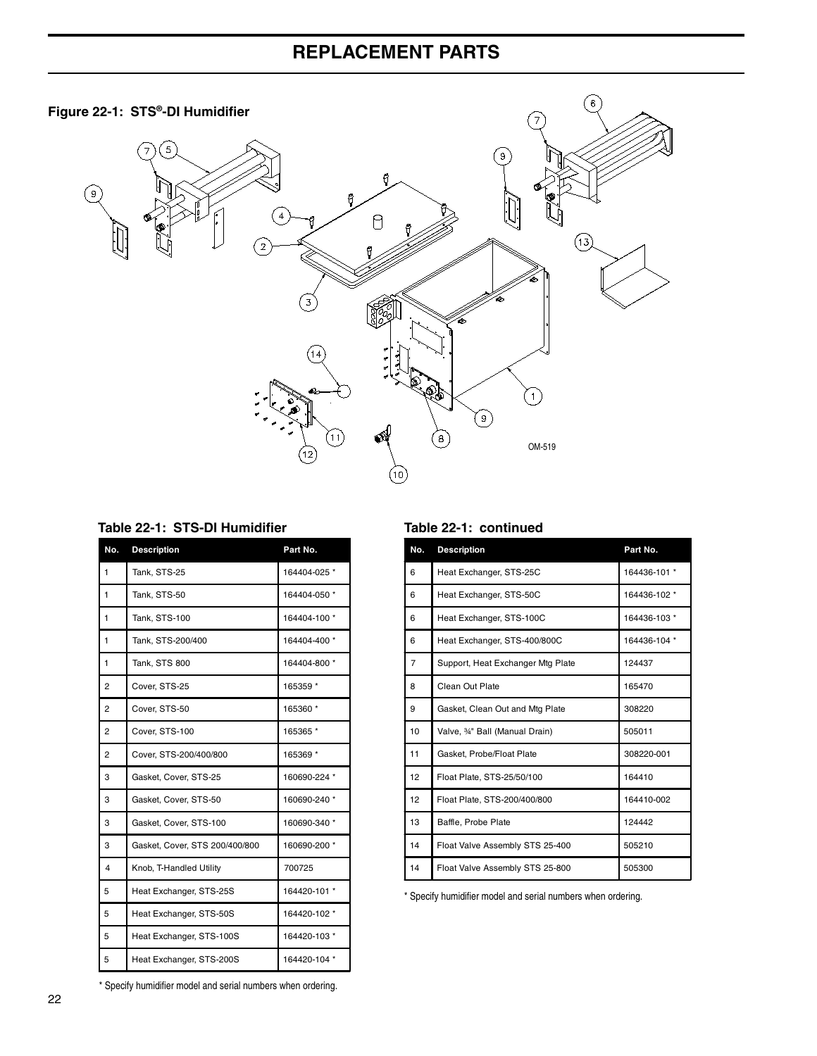# REPLACEMENT PARTS

**Figure 22-1: STS®-DI Humidifier**

OM-519

**Table 22-1: STS-DI Humidifier**

| No. | Description | Part No. |
|---|---|---|
| 1 | Tank, STS-25 | 164404-025 * |
| 1 | Tank, STS-50 | 164404-050 * |
| 1 | Tank, STS-100 | 164404-100 * |
| 1 | Tank, STS-200/400 | 164404-400 * |
| 1 | Tank, STS 800 | 164404-800 * |
| 2 | Cover, STS-25 | 165359 * |
| 2 | Cover, STS-50 | 165360 * |
| 2 | Cover, STS-100 | 165365 * |
| 2 | Cover, STS-200/400/800 | 165369 * |
| 3 | Gasket, Cover, STS-25 | 160690-224 * |
| 3 | Gasket, Cover, STS-50 | 160690-240 * |
| 3 | Gasket, Cover, STS-100 | 160690-340 * |
| 3 | Gasket, Cover, STS 200/400/800 | 160690-200 * |
| 4 | Knob, T-Handled Utility | 700725 |
| 5 | Heat Exchanger, STS-25S | 164420-101 * |
| 5 | Heat Exchanger, STS-50S | 164420-102 * |
| 5 | Heat Exchanger, STS-100S | 164420-103 * |
| 5 | Heat Exchanger, STS-200S | 164420-104 * |
| 6 | Heat Exchanger, STS-25C | 164436-101 * |
| 6 | Heat Exchanger, STS-50C | 164436-102 * |
| 6 | Heat Exchanger, STS-100C | 164436-103 * |
| 6 | Heat Exchanger, STS-400/800C | 164436-104 * |
| 7 | Support, Heat Exchanger Mtg Plate | 124437 |
| 8 | Clean Out Plate | 165470 |
| 9 | Gasket, Clean Out and Mtg Plate | 308220 |
| 10 | Valve, ¾" Ball (Manual Drain) | 505011 |
| 11 | Gasket, Probe/Float Plate | 308220-001 |
| 12 | Float Plate, STS-25/50/100 | 164410 |
| 12 | Float Plate, STS-200/400/800 | 164410-002 |
| 13 | Baffle, Probe Plate | 124442 |
| 14 | Float Valve Assembly STS 25-400 | 505210 |
| 14 | Float Valve Assembly STS 25-800 | 505300 |

* Specify humidifier model and serial numbers when ordering.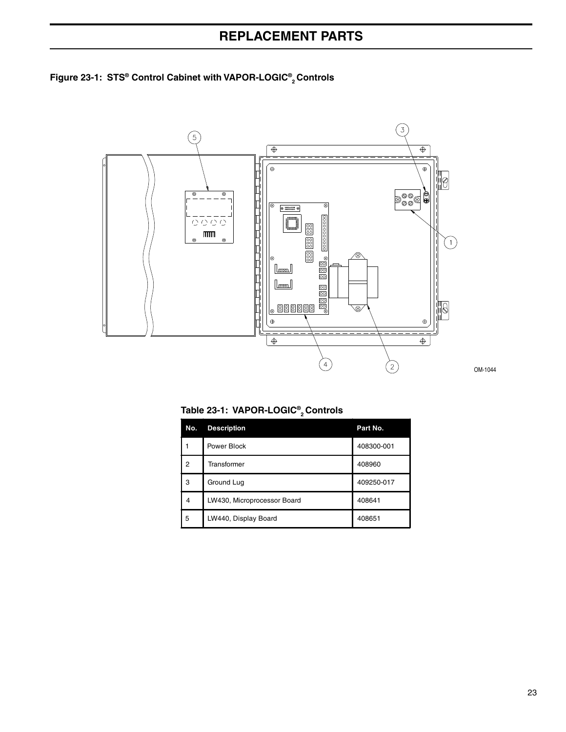# REPLACEMENT PARTS

**Figure 23-1: STS® Control Cabinet with VAPOR-LOGIC®$_2$ Controls**

OM-1044

**Table 23-1: VAPOR-LOGIC®$_2$ Controls**

| No. | Description | Part No. |
|---|---|---|
| 1 | Power Block | 408300-001 |
| 2 | Transformer | 408960 |
| 3 | Ground Lug | 409250-017 |
| 4 | LW430, Microprocessor Board | 408641 |
| 5 | LW440, Display Board | 408651 |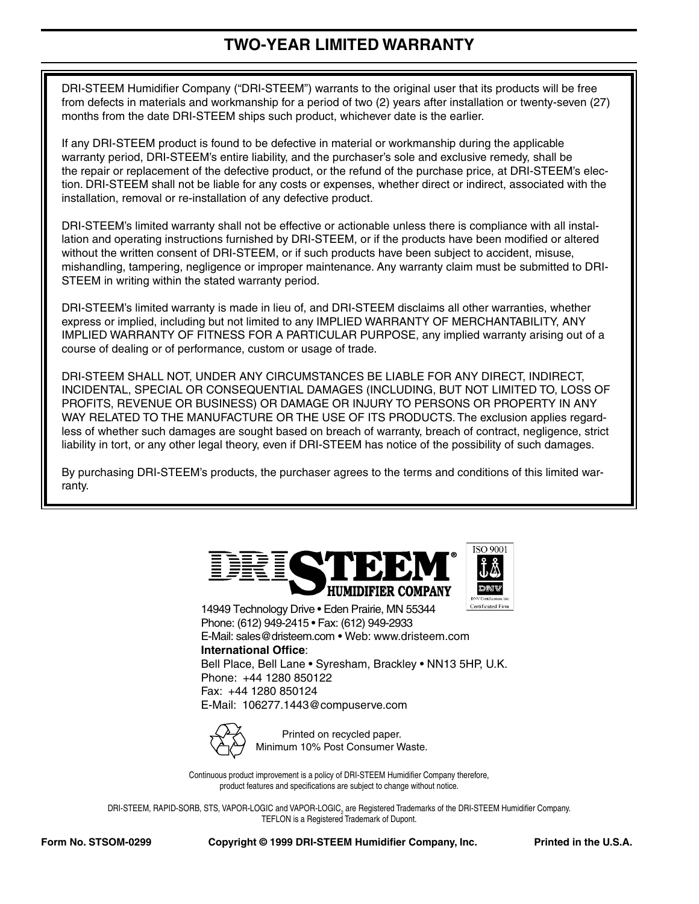# TWO-YEAR LIMITED WARRANTY

DRI-STEEM Humidifier Company ("DRI-STEEM") warrants to the original user that its products will be free from defects in materials and workmanship for a period of two (2) years after installation or twenty-seven (27) months from the date DRI-STEEM ships such product, whichever date is the earlier.

If any DRI-STEEM product is found to be defective in material or workmanship during the applicable warranty period, DRI-STEEM's entire liability, and the purchaser's sole and exclusive remedy, shall be the repair or replacement of the defective product, or the refund of the purchase price, at DRI-STEEM's election. DRI-STEEM shall not be liable for any costs or expenses, whether direct or indirect, associated with the installation, removal or re-installation of any defective product.

DRI-STEEM's limited warranty shall not be effective or actionable unless there is compliance with all installation and operating instructions furnished by DRI-STEEM, or if the products have been modified or altered without the written consent of DRI-STEEM, or if such products have been subject to accident, misuse, mishandling, tampering, negligence or improper maintenance. Any warranty claim must be submitted to DRI-STEEM in writing within the stated warranty period.

DRI-STEEM's limited warranty is made in lieu of, and DRI-STEEM disclaims all other warranties, whether express or implied, including but not limited to any IMPLIED WARRANTY OF MERCHANTABILITY, ANY IMPLIED WARRANTY OF FITNESS FOR A PARTICULAR PURPOSE, any implied warranty arising out of a course of dealing or of performance, custom or usage of trade.

DRI-STEEM SHALL NOT, UNDER ANY CIRCUMSTANCES BE LIABLE FOR ANY DIRECT, INDIRECT, INCIDENTAL, SPECIAL OR CONSEQUENTIAL DAMAGES (INCLUDING, BUT NOT LIMITED TO, LOSS OF PROFITS, REVENUE OR BUSINESS) OR DAMAGE OR INJURY TO PERSONS OR PROPERTY IN ANY WAY RELATED TO THE MANUFACTURE OR THE USE OF ITS PRODUCTS. The exclusion applies regardless of whether such damages are sought based on breach of warranty, breach of contract, negligence, strict liability in tort, or any other legal theory, even if DRI-STEEM has notice of the possibility of such damages.

By purchasing DRI-STEEM's products, the purchaser agrees to the terms and conditions of this limited warranty.

DRI STEEM® HUMIDIFIER COMPANY

ISO 9001 DNV Certification, Inc. Certificated Firm

14949 Technology Drive • Eden Prairie, MN 55344
Phone: (612) 949-2415 • Fax: (612) 949-2933
E-Mail: sales@dristeem.com • Web: www.dristeem.com
**International Office**:
Bell Place, Bell Lane • Syresham, Brackley • NN13 5HP, U.K.
Phone: +44 1280 850122
Fax: +44 1280 850124
E-Mail: 106277.1443@compuserve.com

Printed on recycled paper.
Minimum 10% Post Consumer Waste.

Continuous product improvement is a policy of DRI-STEEM Humidifier Company therefore, product features and specifications are subject to change without notice.

DRI-STEEM, RAPID-SORB, STS, VAPOR-LOGIC and VAPOR-LOGIC$_2$ are Registered Trademarks of the DRI-STEEM Humidifier Company. TEFLON is a Registered Trademark of Dupont.

**Form No. STSOM-0299** **Copyright © 1999 DRI-STEEM Humidifier Company, Inc.** **Printed in the U.S.A.**